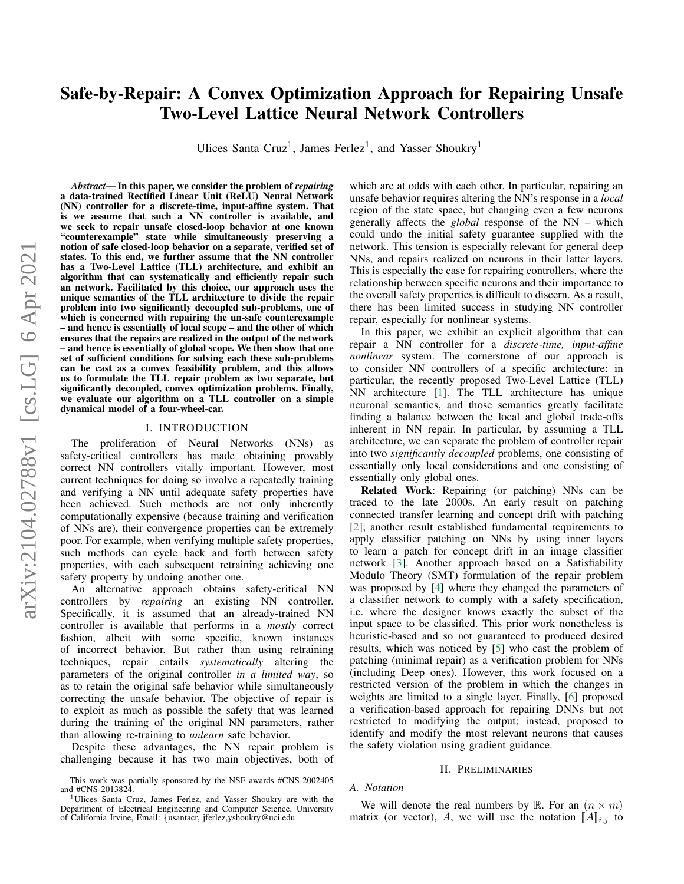# Safe-by-Repair: A Convex Optimization Approach for Repairing Unsafe Two-Level Lattice Neural Network Controllers

Ulices Santa Cruz[1], James Ferlez[1], and Yasser Shoukry[1]

***Abstract*— In this paper, we consider the problem of *repairing* a data-trained Rectified Linear Unit (ReLU) Neural Network (NN) controller for a discrete-time, input-affine system. That is we assume that such a NN controller is available, and we seek to repair unsafe closed-loop behavior at one known "counterexample" state while simultaneously preserving a notion of safe closed-loop behavior on a separate, verified set of states. To this end, we further assume that the NN controller has a Two-Level Lattice (TLL) architecture, and exhibit an algorithm that can systematically and efficiently repair such an network. Facilitated by this choice, our approach uses the unique semantics of the TLL architecture to divide the repair problem into two significantly decoupled sub-problems, one of which is concerned with repairing the un-safe counterexample – and hence is essentially of local scope – and the other of which ensures that the repairs are realized in the output of the network – and hence is essentially of global scope. We then show that one set of sufficient conditions for solving each these sub-problems can be cast as a convex feasibility problem, and this allows us to formulate the TLL repair problem as two separate, but significantly decoupled, convex optimization problems. Finally, we evaluate our algorithm on a TLL controller on a simple dynamical model of a four-wheel-car.**

## I. INTRODUCTION

The proliferation of Neural Networks (NNs) as safety-critical controllers has made obtaining provably correct NN controllers vitally important. However, most current techniques for doing so involve a repeatedly training and verifying a NN until adequate safety properties have been achieved. Such methods are not only inherently computationally expensive (because training and verification of NNs are), their convergence properties can be extremely poor. For example, when verifying multiple safety properties, such methods can cycle back and forth between safety properties, with each subsequent retraining achieving one safety property by undoing another one.

An alternative approach obtains safety-critical NN controllers by *repairing* an existing NN controller. Specifically, it is assumed that an already-trained NN controller is available that performs in a *mostly* correct fashion, albeit with some specific, known instances of incorrect behavior. But rather than using retraining techniques, repair entails *systematically* altering the parameters of the original controller *in a limited way*, so as to retain the original safe behavior while simultaneously correcting the unsafe behavior. The objective of repair is to exploit as much as possible the safety that was learned during the training of the original NN parameters, rather than allowing re-training to *unlearn* safe behavior.

Despite these advantages, the NN repair problem is challenging because it has two main objectives, both of which are at odds with each other. In particular, repairing an unsafe behavior requires altering the NN's response in a *local* region of the state space, but changing even a few neurons generally affects the *global* response of the NN – which could undo the initial safety guarantee supplied with the network. This tension is especially relevant for general deep NNs, and repairs realized on neurons in their latter layers. This is especially the case for repairing controllers, where the relationship between specific neurons and their importance to the overall safety properties is difficult to discern. As a result, there has been limited success in studying NN controller repair, especially for nonlinear systems.

In this paper, we exhibit an explicit algorithm that can repair a NN controller for a *discrete-time, input-affine nonlinear* system. The cornerstone of our approach is to consider NN controllers of a specific architecture: in particular, the recently proposed Two-Level Lattice (TLL) NN architecture [1]. The TLL architecture has unique neuronal semantics, and those semantics greatly facilitate finding a balance between the local and global trade-offs inherent in NN repair. In particular, by assuming a TLL architecture, we can separate the problem of controller repair into two *significantly decoupled* problems, one consisting of essentially only local considerations and one consisting of essentially only global ones.

**Related Work**: Repairing (or patching) NNs can be traced to the late 2000s. An early result on patching connected transfer learning and concept drift with patching [2]; another result established fundamental requirements to apply classifier patching on NNs by using inner layers to learn a patch for concept drift in an image classifier network [3]. Another approach based on a Satisfiability Modulo Theory (SMT) formulation of the repair problem was proposed by [4] where they changed the parameters of a classifier network to comply with a safety specification, i.e. where the designer knows exactly the subset of the input space to be classified. This prior work nonetheless is heuristic-based and so not guaranteed to produced desired results, which was noticed by [5] who cast the problem of patching (minimal repair) as a verification problem for NNs (including Deep ones). However, this work focused on a restricted version of the problem in which the changes in weights are limited to a single layer. Finally, [6] proposed a verification-based approach for repairing DNNs but not restricted to modifying the output; instead, proposed to identify and modify the most relevant neurons that causes the safety violation using gradient guidance.

## II. PRELIMINARIES

### A. Notation

We will denote the real numbers by $\mathbb{R}$. For an $(n \times m)$ matrix (or vector), $A$, we will use the notation $[\![A]\!]_{i,j}$ to

This work was partially sponsored by the NSF awards #CNS-2002405 and #CNS-2013824.

[1]Ulices Santa Cruz, James Ferlez, and Yasser Shoukry are with the Department of Electrical Engineering and Computer Science, University of California Irvine, Email: {usantacr, jferlez,yshoukry}@uci.edu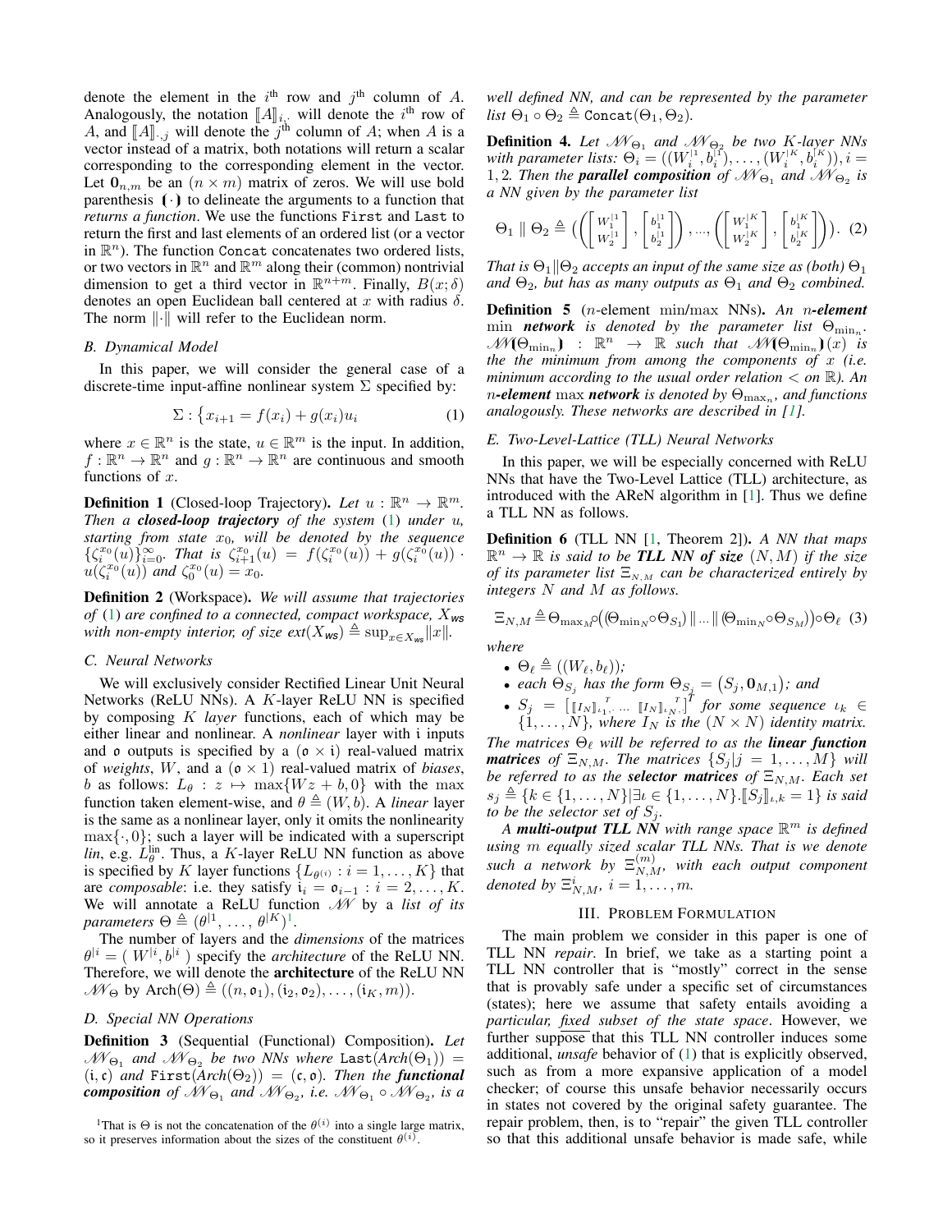denote the element in the $i^{\text{th}}$ row and $j^{\text{th}}$ column of $A$. Analogously, the notation $[\![A]\!]_{i,\cdot}$ will denote the $i^{\text{th}}$ row of $A$, and $[\![A]\!]_{\cdot,j}$ will denote the $j^{\text{th}}$ column of $A$; when $A$ is a vector instead of a matrix, both notations will return a scalar corresponding to the corresponding element in the vector. Let $\mathbf{0}_{n,m}$ be an $(n \times m)$ matrix of zeros. We will use bold parenthesis $(\!(\cdot)\!)$ to delineate the arguments to a function that *returns a function*. We use the functions `First` and `Last` to return the first and last elements of an ordered list (or a vector in $\mathbb{R}^n$). The function `Concat` concatenates two ordered lists, or two vectors in $\mathbb{R}^n$ and $\mathbb{R}^m$ along their (common) nontrivial dimension to get a third vector in $\mathbb{R}^{n+m}$. Finally, $B(x;\delta)$ denotes an open Euclidean ball centered at $x$ with radius $\delta$. The norm $\|\cdot\|$ will refer to the Euclidean norm.

### B. Dynamical Model

In this paper, we will consider the general case of a discrete-time input-affine nonlinear system $\Sigma$ specified by:

$$\Sigma : \{ x_{i+1} = f(x_i) + g(x_i)u_i \tag{1}$$

where $x \in \mathbb{R}^n$ is the state, $u \in \mathbb{R}^m$ is the input. In addition, $f : \mathbb{R}^n \to \mathbb{R}^n$ and $g : \mathbb{R}^n \to \mathbb{R}^n$ are continuous and smooth functions of $x$.

**Definition 1** (Closed-loop Trajectory). *Let $u : \mathbb{R}^n \to \mathbb{R}^m$. Then a **closed-loop trajectory** of the system (1) under $u$, starting from state $x_0$, will be denoted by the sequence $\{\zeta_i^{x_0}(u)\}_{i=0}^{\infty}$. That is $\zeta_{i+1}^{x_0}(u) = f(\zeta_i^{x_0}(u)) + g(\zeta_i^{x_0}(u)) \cdot u(\zeta_i^{x_0}(u))$ and $\zeta_0^{x_0}(u) = x_0$.*

**Definition 2** (Workspace). *We will assume that trajectories of (1) are confined to a connected, compact workspace, $X_{\textsf{ws}}$ with non-empty interior, of size $ext(X_{\textsf{ws}}) \triangleq \sup_{x \in X_{\textsf{ws}}} \|x\|$.*

### C. Neural Networks

We will exclusively consider Rectified Linear Unit Neural Networks (ReLU NNs). A $K$-layer ReLU NN is specified by composing $K$ *layer* functions, each of which may be either linear and nonlinear. A *nonlinear* layer with $\mathfrak{i}$ inputs and $\mathfrak{o}$ outputs is specified by a $(\mathfrak{o} \times \mathfrak{i})$ real-valued matrix of *weights*, $W$, and a $(\mathfrak{o} \times 1)$ real-valued matrix of *biases*, $b$ as follows: $L_\theta : z \mapsto \max\{Wz + b, 0\}$ with the max function taken element-wise, and $\theta \triangleq (W, b)$. A *linear* layer is the same as a nonlinear layer, only it omits the nonlinearity $\max\{\cdot, 0\}$; such a layer will be indicated with a superscript *lin*, e.g. $L_\theta^{\text{lin}}$. Thus, a $K$-layer ReLU NN function as above is specified by $K$ layer functions $\{L_{\theta^{(i)}} : i = 1, \ldots, K\}$ that are *composable*: i.e. they satisfy $\mathfrak{i}_i = \mathfrak{o}_{i-1} : i = 2, \ldots, K$. We will annotate a ReLU function $\mathscr{N\!N}$ by a *list of its parameters* $\Theta \triangleq (\theta^{|1}, \ldots, \theta^{|K})$[1].

The number of layers and the *dimensions* of the matrices $\theta^{|i} = (\, W^{|i}, b^{|i} \,)$ specify the *architecture* of the ReLU NN. Therefore, we will denote the **architecture** of the ReLU NN $\mathscr{N\!N}_\Theta$ by $\text{Arch}(\Theta) \triangleq ((n, \mathfrak{o}_1), (\mathfrak{i}_2, \mathfrak{o}_2), \ldots, (\mathfrak{i}_K, m))$.

### D. Special NN Operations

**Definition 3** (Sequential (Functional) Composition). *Let $\mathscr{N\!N}_{\Theta_1}$ and $\mathscr{N\!N}_{\Theta_2}$ be two NNs where $\texttt{Last}(Arch(\Theta_1)) = (\mathfrak{i}, \mathfrak{c})$ and $\texttt{First}(Arch(\Theta_2)) = (\mathfrak{c}, \mathfrak{o})$. Then the **functional composition** of $\mathscr{N\!N}_{\Theta_1}$ and $\mathscr{N\!N}_{\Theta_2}$, i.e. $\mathscr{N\!N}_{\Theta_1} \circ \mathscr{N\!N}_{\Theta_2}$, is a well defined NN, and can be represented by the parameter list $\Theta_1 \circ \Theta_2 \triangleq \texttt{Concat}(\Theta_1, \Theta_2)$.*

[1] That is $\Theta$ is not the concatenation of the $\theta^{(i)}$ into a single large matrix, so it preserves information about the sizes of the constituent $\theta^{(i)}$.

**Definition 4.** *Let $\mathscr{N\!N}_{\Theta_1}$ and $\mathscr{N\!N}_{\Theta_2}$ be two $K$-layer NNs with parameter lists: $\Theta_i = ((W_i^{|1}, b_i^{|1}), \ldots, (W_i^{|K}, b_i^{|K})), i = 1, 2$. Then the **parallel composition** of $\mathscr{N\!N}_{\Theta_1}$ and $\mathscr{N\!N}_{\Theta_2}$ is a NN given by the parameter list*

$$\Theta_1 \parallel \Theta_2 \triangleq \Big( \Big( \begin{bmatrix} W_1^{|1} \\ W_2^{|1} \end{bmatrix}, \begin{bmatrix} b_1^{|1} \\ b_2^{|1} \end{bmatrix} \Big), \ldots, \Big( \begin{bmatrix} W_1^{|K} \\ W_2^{|K} \end{bmatrix}, \begin{bmatrix} b_1^{|K} \\ b_2^{|K} \end{bmatrix} \Big) \Big). \tag{2}$$

*That is $\Theta_1 \| \Theta_2$ accepts an input of the same size as (both) $\Theta_1$ and $\Theta_2$, but has as many outputs as $\Theta_1$ and $\Theta_2$ combined.*

**Definition 5** ($n$-element min/max NNs). *An $n$-**element** min **network** is denoted by the parameter list $\Theta_{\min_n}$. $\mathscr{N\!N}(\!(\Theta_{\min_n})\!) : \mathbb{R}^n \to \mathbb{R}$ such that $\mathscr{N\!N}(\!(\Theta_{\min_n})\!)(x)$ is the the minimum from among the components of $x$ (i.e. minimum according to the usual order relation $<$ on $\mathbb{R}$). An $n$-**element** max **network** is denoted by $\Theta_{\max_n}$, and functions analogously. These networks are described in [1].*

### E. Two-Level-Lattice (TLL) Neural Networks

In this paper, we will be especially concerned with ReLU NNs that have the Two-Level Lattice (TLL) architecture, as introduced with the AReN algorithm in [1]. Thus we define a TLL NN as follows.

**Definition 6** (TLL NN [1, Theorem 2]). *A NN that maps $\mathbb{R}^n \to \mathbb{R}$ is said to be **TLL NN of size** $(N, M)$ if the size of its parameter list $\Xi_{N,M}$ can be characterized entirely by integers $N$ and $M$ as follows.*

$$\Xi_{N,M} \triangleq \Theta_{\max_M} \circ \big( (\Theta_{\min_N} \circ \Theta_{S_1}) \,\|\, \ldots \,\|\, (\Theta_{\min_N} \circ \Theta_{S_M}) \big) \circ \Theta_\ell \tag{3}$$

*where*

- *$\Theta_\ell \triangleq ((W_\ell, b_\ell))$;*
- *each $\Theta_{S_j}$ has the form $\Theta_{S_j} = \big(S_j, \mathbf{0}_{M,1}\big)$; and*
- *$S_j = \big[ [\![I_N]\!]_{\iota_1,\cdot}^{\;T} \ldots [\![I_N]\!]_{\iota_N,\cdot}^{\;T} \big]^T$ for some sequence $\iota_k \in \{1, \ldots, N\}$, where $I_N$ is the $(N \times N)$ identity matrix.*

*The matrices $\Theta_\ell$ will be referred to as the **linear function matrices** of $\Xi_{N,M}$. The matrices $\{S_j | j = 1, \ldots, M\}$ will be referred to as the **selector matrices** of $\Xi_{N,M}$. Each set $s_j \triangleq \{k \in \{1, \ldots, N\} | \exists \iota \in \{1, \ldots, N\}. [\![S_j]\!]_{\iota,k} = 1\}$ is said to be the selector set of $S_j$.*

*A **multi-output TLL NN** with range space $\mathbb{R}^m$ is defined using $m$ equally sized scalar TLL NNs. That is we denote such a network by $\Xi_{N,M}^{(m)}$, with each output component denoted by $\Xi_{N,M}^i$, $i = 1, \ldots, m$.*

## III. Problem Formulation

The main problem we consider in this paper is one of TLL NN *repair*. In brief, we take as a starting point a TLL NN controller that is "mostly" correct in the sense that is provably safe under a specific set of circumstances (states); here we assume that safety entails avoiding a *particular, fixed subset of the state space*. However, we further suppose that this TLL NN controller induces some additional, *unsafe* behavior of (1) that is explicitly observed, such as from a more expansive application of a model checker; of course this unsafe behavior necessarily occurs in states not covered by the original safety guarantee. The repair problem, then, is to "repair" the given TLL controller so that this additional unsafe behavior is made safe, while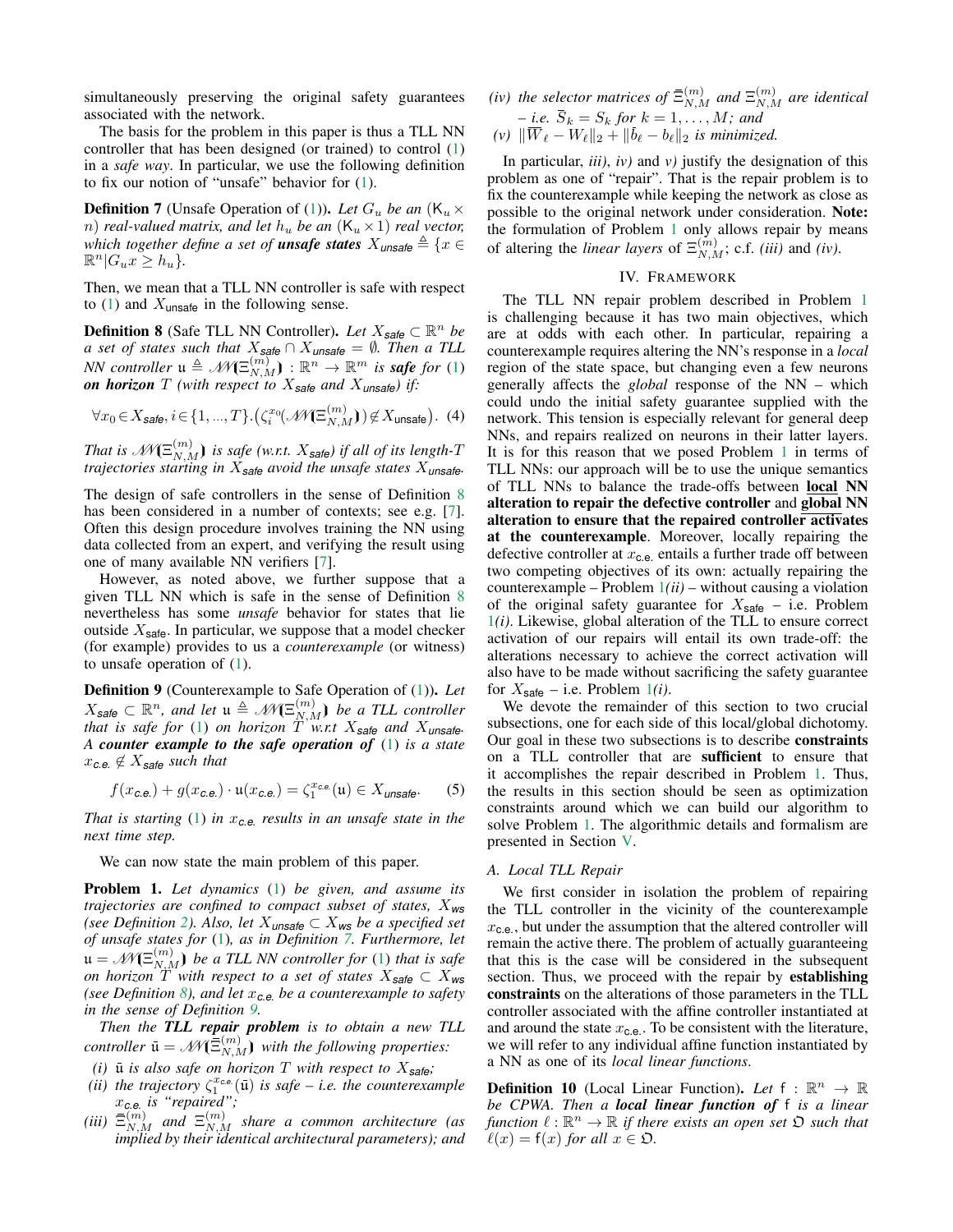simultaneously preserving the original safety guarantees associated with the network.

The basis for the problem in this paper is thus a TLL NN controller that has been designed (or trained) to control (1) in a *safe way*. In particular, we use the following definition to fix our notion of "unsafe" behavior for (1).

**Definition 7** (Unsafe Operation of (1)). *Let $G_u$ be an $(\mathsf{K}_u \times n)$ real-valued matrix, and let $h_u$ be an $(\mathsf{K}_u \times 1)$ real vector, which together define a set of **unsafe states** $X_{\mathsf{unsafe}} \triangleq \{x \in \mathbb{R}^n | G_u x \geq h_u\}$.*

Then, we mean that a TLL NN controller is safe with respect to (1) and $X_{\mathsf{unsafe}}$ in the following sense.

**Definition 8** (Safe TLL NN Controller). *Let $X_{\mathsf{safe}} \subset \mathbb{R}^n$ be a set of states such that $X_{\mathsf{safe}} \cap X_{\mathsf{unsafe}} = \emptyset$. Then a TLL NN controller $\mathfrak{u} \triangleq \mathscr{N}\!\!\mathscr{N}(\Xi^{(m)}_{N,M}) : \mathbb{R}^n \to \mathbb{R}^m$ is **safe** for (1) **on horizon** $T$ (with respect to $X_{\mathsf{safe}}$ and $X_{\mathsf{unsafe}}$) if:*

$$\forall x_0 \in X_{\mathsf{safe}}, i \in \{1, ..., T\}. \big(\zeta_i^{x_0}(\mathscr{N}\!\!\mathscr{N}(\Xi^{(m)}_{N,M})) \notin X_{\mathsf{unsafe}}\big). \quad (4)$$

*That is $\mathscr{N}\!\!\mathscr{N}(\Xi^{(m)}_{N,M})$ is safe (w.r.t. $X_{\mathsf{safe}}$) if all of its length-$T$ trajectories starting in $X_{\mathsf{safe}}$ avoid the unsafe states $X_{\mathsf{unsafe}}$.*

The design of safe controllers in the sense of Definition 8 has been considered in a number of contexts; see e.g. [7]. Often this design procedure involves training the NN using data collected from an expert, and verifying the result using one of many available NN verifiers [7].

However, as noted above, we further suppose that a given TLL NN which is safe in the sense of Definition 8 nevertheless has some *unsafe* behavior for states that lie outside $X_{\mathsf{safe}}$. In particular, we suppose that a model checker (for example) provides to us a *counterexample* (or witness) to unsafe operation of (1).

**Definition 9** (Counterexample to Safe Operation of (1)). *Let $X_{\mathsf{safe}} \subset \mathbb{R}^n$, and let $\mathfrak{u} \triangleq \mathscr{N}\!\!\mathscr{N}(\Xi^{(m)}_{N,M})$ be a TLL controller that is safe for (1) on horizon $T$ w.r.t $X_{\mathsf{safe}}$ and $X_{\mathsf{unsafe}}$. A **counter example to the safe operation of** (1) is a state $x_{\mathsf{c.e.}} \notin X_{\mathsf{safe}}$ such that*

$$f(x_{\mathsf{c.e.}}) + g(x_{\mathsf{c.e.}}) \cdot \mathfrak{u}(x_{\mathsf{c.e.}}) = \zeta_1^{x_{\mathsf{c.e.}}}(\mathfrak{u}) \in X_{\mathsf{unsafe}}. \quad (5)$$

*That is starting (1) in $x_{\mathsf{c.e.}}$ results in an unsafe state in the next time step.*

We can now state the main problem of this paper.

**Problem 1.** *Let dynamics (1) be given, and assume its trajectories are confined to compact subset of states, $X_{\mathsf{ws}}$ (see Definition 2). Also, let $X_{\mathsf{unsafe}} \subset X_{\mathsf{ws}}$ be a specified set of unsafe states for (1), as in Definition 7. Furthermore, let $\mathfrak{u} = \mathscr{N}\!\!\mathscr{N}(\Xi^{(m)}_{N,M})$ be a TLL NN controller for (1) that is safe on horizon $T$ with respect to a set of states $X_{\mathsf{safe}} \subset X_{\mathsf{ws}}$ (see Definition 8), and let $x_{\mathsf{c.e.}}$ be a counterexample to safety in the sense of Definition 9.*

*Then the **TLL repair problem** is to obtain a new TLL controller $\bar{\mathfrak{u}} = \mathscr{N}\!\!\mathscr{N}(\bar{\Xi}^{(m)}_{N,M})$ with the following properties:*

- *(i) $\bar{\mathfrak{u}}$ is also safe on horizon $T$ with respect to $X_{\mathsf{safe}}$;*
- *(ii) the trajectory $\zeta_1^{x_{\mathsf{c.e.}}}(\bar{\mathfrak{u}})$ is safe – i.e. the counterexample $x_{\mathsf{c.e.}}$ is "repaired";*
- *(iii) $\bar{\Xi}^{(m)}_{N,M}$ and $\Xi^{(m)}_{N,M}$ share a common architecture (as implied by their identical architectural parameters); and*
- *(iv) the selector matrices of $\bar{\Xi}^{(m)}_{N,M}$ and $\Xi^{(m)}_{N,M}$ are identical – i.e. $\bar{S}_k = S_k$ for $k = 1, \dots, M$; and*
- *(v) $\|\overline{W}_\ell - W_\ell\|_2 + \|\bar{b}_\ell - b_\ell\|_2$ is minimized.*

In particular, *iii)*, *iv)* and *v)* justify the designation of this problem as one of "repair". That is the repair problem is to fix the counterexample while keeping the network as close as possible to the original network under consideration. **Note:** the formulation of Problem 1 only allows repair by means of altering the *linear layers* of $\Xi^{(m)}_{N,M}$; c.f. *(iii)* and *(iv)*.

## IV. Framework

The TLL NN repair problem described in Problem 1 is challenging because it has two main objectives, which are at odds with each other. In particular, repairing a counterexample requires altering the NN's response in a *local* region of the state space, but changing even a few neurons generally affects the *global* response of the NN – which could undo the initial safety guarantee supplied with the network. This tension is especially relevant for general deep NNs, and repairs realized on neurons in their latter layers. It is for this reason that we posed Problem 1 in terms of TLL NNs: our approach will be to use the unique semantics of TLL NNs to balance the trade-offs between **local NN alteration to repair the defective controller** and **global NN alteration to ensure that the repaired controller activates at the counterexample**. Moreover, locally repairing the defective controller at $x_{\mathsf{c.e.}}$ entails a further trade off between two competing objectives of its own: actually repairing the counterexample – Problem 1*(ii)* – without causing a violation of the original safety guarantee for $X_{\mathsf{safe}}$ – i.e. Problem 1*(i)*. Likewise, global alteration of the TLL to ensure correct activation of our repairs will entail its own trade-off: the alterations necessary to achieve the correct activation will also have to be made without sacrificing the safety guarantee for $X_{\mathsf{safe}}$ – i.e. Problem 1*(i)*.

We devote the remainder of this section to two crucial subsections, one for each side of this local/global dichotomy. Our goal in these two subsections is to describe **constraints** on a TLL controller that are **sufficient** to ensure that it accomplishes the repair described in Problem 1. Thus, the results in this section should be seen as optimization constraints around which we can build our algorithm to solve Problem 1. The algorithmic details and formalism are presented in Section V.

### A. Local TLL Repair

We first consider in isolation the problem of repairing the TLL controller in the vicinity of the counterexample $x_{\mathsf{c.e.}}$, but under the assumption that the altered controller will remain the active there. The problem of actually guaranteeing that this is the case will be considered in the subsequent section. Thus, we proceed with the repair by **establishing constraints** on the alterations of those parameters in the TLL controller associated with the affine controller instantiated at and around the state $x_{\mathsf{c.e.}}$. To be consistent with the literature, we will refer to any individual affine function instantiated by a NN as one of its *local linear functions*.

**Definition 10** (Local Linear Function). *Let $\mathsf{f} : \mathbb{R}^n \to \mathbb{R}$ be CPWA. Then a **local linear function of** $\mathsf{f}$ is a linear function $\ell : \mathbb{R}^n \to \mathbb{R}$ if there exists an open set $\mathfrak{O}$ such that $\ell(x) = \mathsf{f}(x)$ for all $x \in \mathfrak{O}$.*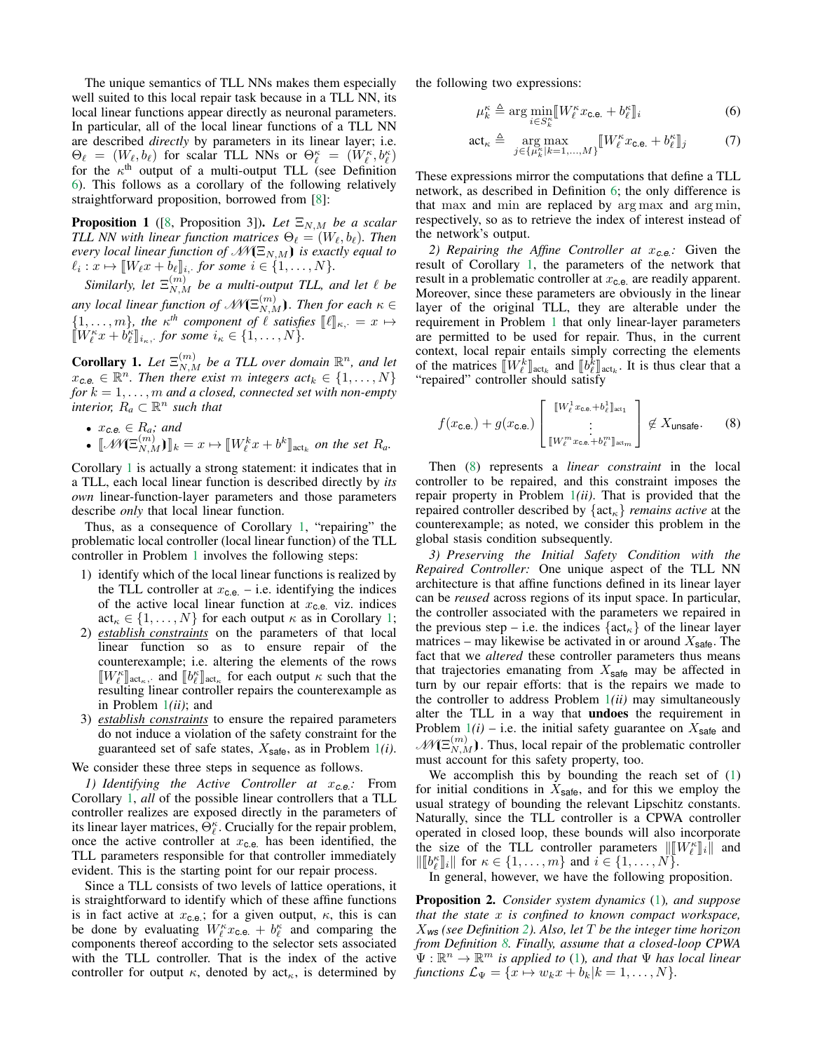The unique semantics of TLL NNs makes them especially well suited to this local repair task because in a TLL NN, its local linear functions appear directly as neuronal parameters. In particular, all of the local linear functions of a TLL NN are described *directly* by parameters in its linear layer; i.e. $\Theta_\ell = (W_\ell, b_\ell)$ for scalar TLL NNs or $\Theta^\kappa_\ell = (W^\kappa_\ell, b^\kappa_\ell)$ for the $\kappa^{\text{th}}$ output of a multi-output TLL (see Definition 6). This follows as a corollary of the following relatively straightforward proposition, borrowed from [8]:

**Proposition 1** ([8, Proposition 3]). *Let $\Xi_{N,M}$ be a scalar TLL NN with linear function matrices $\Theta_\ell = (W_\ell, b_\ell)$. Then every local linear function of $\mathscr{N}\!\!\mathscr{N}(\Xi_{N,M})$ is exactly equal to $\ell_i : x \mapsto [\![W_\ell x + b_\ell]\!]_{i,\cdot}$ for some $i \in \{1, \dots, N\}$.*

*Similarly, let $\Xi^{(m)}_{N,M}$ be a multi-output TLL, and let $\ell$ be any local linear function of $\mathscr{N}\!\!\mathscr{N}(\Xi^{(m)}_{N,M})$. Then for each $\kappa \in \{1, \dots, m\}$, the $\kappa^{th}$ component of $\ell$ satisfies $[\![\ell]\!]_{\kappa,\cdot} = x \mapsto [\![W^\kappa_\ell x + b^\kappa_\ell]\!]_{i_\kappa,\cdot}$ for some $i_\kappa \in \{1, \dots, N\}$.*

**Corollary 1.** *Let $\Xi^{(m)}_{N,M}$ be a TLL over domain $\mathbb{R}^n$, and let $x_{\mathsf{c.e.}} \in \mathbb{R}^n$. Then there exist $m$ integers $\text{act}_k \in \{1, \dots, N\}$ for $k = 1, \dots, m$ and a closed, connected set with non-empty interior, $R_a \subset \mathbb{R}^n$ such that*

- *$x_{\mathsf{c.e.}} \in R_a$; and*
- *$[\![\mathscr{N}\!\!\mathscr{N}(\Xi^{(m)}_{N,M})]\!]_k = x \mapsto [\![W^k_\ell x + b^k]\!]_{\text{act}_k}$ on the set $R_a$.*

Corollary 1 is actually a strong statement: it indicates that in a TLL, each local linear function is described directly by *its own* linear-function-layer parameters and those parameters describe *only* that local linear function.

Thus, as a consequence of Corollary 1, "repairing" the problematic local controller (local linear function) of the TLL controller in Problem 1 involves the following steps:

1) identify which of the local linear functions is realized by the TLL controller at $x_{\mathsf{c.e.}}$ – i.e. identifying the indices of the active local linear function at $x_{\mathsf{c.e.}}$ viz. indices $\text{act}_\kappa \in \{1, \dots, N\}$ for each output $\kappa$ as in Corollary 1;
2) <u>*establish constraints*</u> on the parameters of that local linear function so as to ensure repair of the counterexample; i.e. altering the elements of the rows $[\![W^\kappa_\ell]\!]_{\text{act}_\kappa,\cdot}$ and $[\![b^\kappa_\ell]\!]_{\text{act}_\kappa}$ for each output $\kappa$ such that the resulting linear controller repairs the counterexample as in Problem 1*(ii)*; and
3) <u>*establish constraints*</u> to ensure the repaired parameters do not induce a violation of the safety constraint for the guaranteed set of safe states, $X_{\mathsf{safe}}$, as in Problem 1*(i)*.

We consider these three steps in sequence as follows.

*1) Identifying the Active Controller at $x_{\mathsf{c.e.}}$:* From Corollary 1, *all* of the possible linear controllers that a TLL controller realizes are exposed directly in the parameters of its linear layer matrices, $\Theta^\kappa_\ell$. Crucially for the repair problem, once the active controller at $x_{\mathsf{c.e.}}$ has been identified, the TLL parameters responsible for that controller immediately evident. This is the starting point for our repair process.

Since a TLL consists of two levels of lattice operations, it is straightforward to identify which of these affine functions is in fact active at $x_{\mathsf{c.e.}}$; for a given output, $\kappa$, this is can be done by evaluating $W^\kappa_\ell x_{\mathsf{c.e.}} + b^\kappa_\ell$ and comparing the components thereof according to the selector sets associated with the TLL controller. That is the index of the active controller for output $\kappa$, denoted by $\text{act}_\kappa$, is determined by the following two expressions:

$$\mu^\kappa_k \triangleq \arg\min_{i \in S^\kappa_k} [\![W^\kappa_\ell x_{\mathsf{c.e.}} + b^\kappa_\ell]\!]_i \tag{6}$$

$$\text{act}_\kappa \triangleq \arg\max_{j \in \{\mu^\kappa_k | k=1,\dots,M\}} [\![W^\kappa_\ell x_{\mathsf{c.e.}} + b^\kappa_\ell]\!]_j \tag{7}$$

These expressions mirror the computations that define a TLL network, as described in Definition 6; the only difference is that max and min are replaced by arg max and arg min, respectively, so as to retrieve the index of interest instead of the network's output.

*2) Repairing the Affine Controller at $x_{\mathsf{c.e.}}$:* Given the result of Corollary 1, the parameters of the network that result in a problematic controller at $x_{\mathsf{c.e.}}$ are readily apparent. Moreover, since these parameters are obviously in the linear layer of the original TLL, they are alterable under the requirement in Problem 1 that only linear-layer parameters are permitted to be used for repair. Thus, in the current context, local repair entails simply correcting the elements of the matrices $[\![W^k_\ell]\!]_{\text{act}_k}$ and $[\![b^k_\ell]\!]_{\text{act}_k}$. It is thus clear that a "repaired" controller should satisfy

$$f(x_{\mathsf{c.e.}}) + g(x_{\mathsf{c.e.}}) \begin{bmatrix} [\![W^1_\ell x_{\mathsf{c.e.}} + b^1_\ell]\!]_{\text{act}_1} \\ \vdots \\ [\![W^m_\ell x_{\mathsf{c.e.}} + b^m_\ell]\!]_{\text{act}_m} \end{bmatrix} \not\in X_{\mathsf{unsafe}}. \tag{8}$$

Then (8) represents a *linear constraint* in the local controller to be repaired, and this constraint imposes the repair property in Problem 1*(ii)*. That is provided that the repaired controller described by $\{\text{act}_\kappa\}$ *remains active* at the counterexample; as noted, we consider this problem in the global stasis condition subsequently.

*3) Preserving the Initial Safety Condition with the Repaired Controller:* One unique aspect of the TLL NN architecture is that affine functions defined in its linear layer can be *reused* across regions of its input space. In particular, the controller associated with the parameters we repaired in the previous step – i.e. the indices $\{\text{act}_\kappa\}$ of the linear layer matrices – may likewise be activated in or around $X_{\mathsf{safe}}$. The fact that we *altered* these controller parameters thus means that trajectories emanating from $X_{\mathsf{safe}}$ may be affected in turn by our repair efforts: that is the repairs we made to the controller to address Problem 1*(ii)* may simultaneously alter the TLL in a way that **undoes** the requirement in Problem 1*(i)* – i.e. the initial safety guarantee on $X_{\mathsf{safe}}$ and $\mathscr{N}\!\!\mathscr{N}(\Xi^{(m)}_{N,M})$. Thus, local repair of the problematic controller must account for this safety property, too.

We accomplish this by bounding the reach set of (1) for initial conditions in $X_{\mathsf{safe}}$, and for this we employ the usual strategy of bounding the relevant Lipschitz constants. Naturally, since the TLL controller is a CPWA controller operated in closed loop, these bounds will also incorporate the size of the TLL controller parameters $\|[\![W^\kappa_\ell]\!]_i\|$ and $\|[\![b^\kappa_\ell]\!]_i\|$ for $\kappa \in \{1, \dots, m\}$ and $i \in \{1, \dots, N\}$.

In general, however, we have the following proposition.

**Proposition 2.** *Consider system dynamics (1), and suppose that the state $x$ is confined to known compact workspace, $X_{ws}$ (see Definition 2). Also, let $T$ be the integer time horizon from Definition 8. Finally, assume that a closed-loop CPWA $\Psi : \mathbb{R}^n \to \mathbb{R}^m$ is applied to (1), and that $\Psi$ has local linear functions $\mathcal{L}_\Psi = \{x \mapsto w_k x + b_k | k = 1, \dots, N\}$.*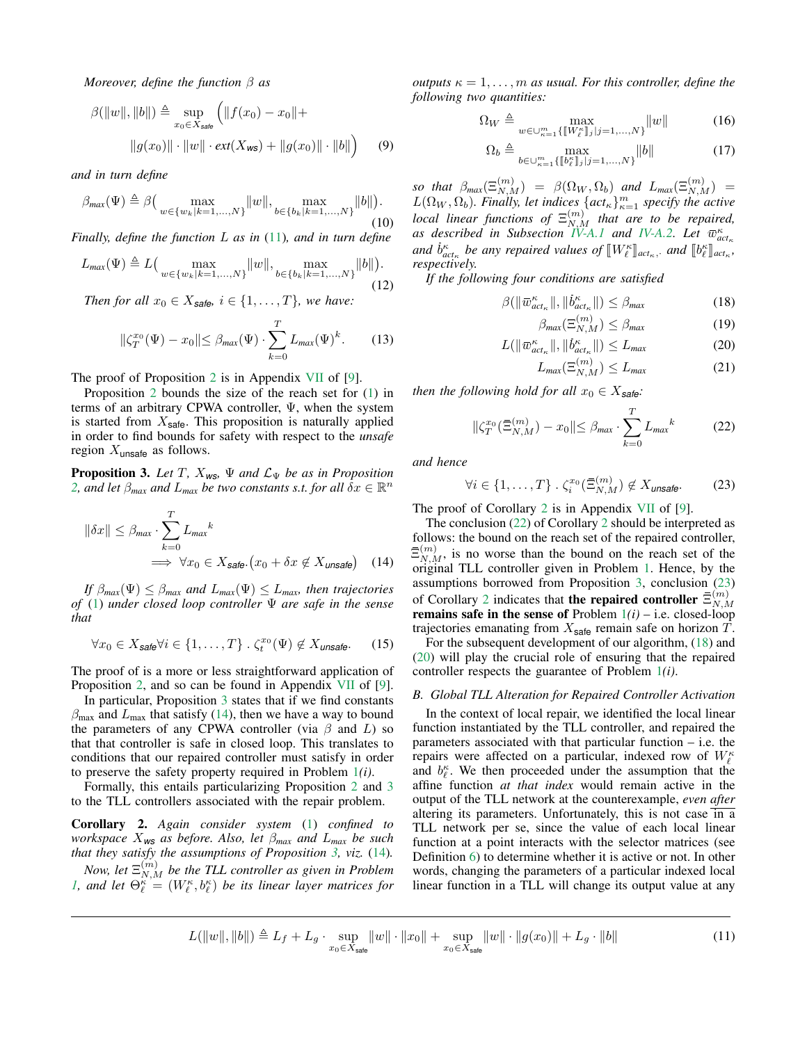*Moreover, define the function $\beta$ as*

$$\beta(\|w\|, \|b\|) \triangleq \sup_{x_0 \in X_{\textsf{safe}}} \Big( \|f(x_0) - x_0\| + \|g(x_0)\| \cdot \|w\| \cdot \textit{ext}(X_{\textsf{ws}}) + \|g(x_0)\| \cdot \|b\| \Big) \tag{9}$$

*and in turn define*

$$\beta_{max}(\Psi) \triangleq \beta\big( \max_{w \in \{w_k | k=1,\dots,N\}} \|w\|, \max_{b \in \{b_k | k=1,\dots,N\}} \|b\| \big). \tag{10}$$

*Finally, define the function $L$ as in (11), and in turn define*

$$L_{max}(\Psi) \triangleq L\big( \max_{w \in \{w_k | k=1,\dots,N\}} \|w\|, \max_{b \in \{b_k | k=1,\dots,N\}} \|b\| \big). \tag{12}$$

*Then for all $x_0 \in X_{\textsf{safe}}$, $i \in \{1, \dots, T\}$, we have:*

$$\|\zeta^{x_0}_T(\Psi) - x_0\| \leq \beta_{max}(\Psi) \cdot \sum_{k=0}^{T} L_{max}(\Psi)^k. \tag{13}$$

The proof of Proposition 2 is in Appendix VII of [9].

Proposition 2 bounds the size of the reach set for (1) in terms of an arbitrary CPWA controller, $\Psi$, when the system is started from $X_{\textsf{safe}}$. This proposition is naturally applied in order to find bounds for safety with respect to the *unsafe* region $X_{\textsf{unsafe}}$ as follows.

**Proposition 3.** *Let $T$, $X_{\textsf{ws}}$, $\Psi$ and $\mathcal{L}_\Psi$ be as in Proposition 2, and let $\beta_{max}$ and $L_{max}$ be two constants s.t. for all $\delta x \in \mathbb{R}^n$*

$$\|\delta x\| \leq \beta_{max} \cdot \sum_{k=0}^{T} {L_{max}}^k \implies \forall x_0 \in X_{\textsf{safe}}. \big(x_0 + \delta x \notin X_{\textsf{unsafe}}\big) \tag{14}$$

*If $\beta_{max}(\Psi) \leq \beta_{max}$ and $L_{max}(\Psi) \leq L_{max}$, then trajectories of (1) under closed loop controller $\Psi$ are safe in the sense that*

$$\forall x_0 \in X_{\textsf{safe}} \forall i \in \{1, \dots, T\} \,.\, \zeta^{x_0}_t(\Psi) \notin X_{\textsf{unsafe}}. \tag{15}$$

The proof of is a more or less straightforward application of Proposition 2, and so can be found in Appendix VII of [9].

In particular, Proposition 3 states that if we find constants $\beta_{\max}$ and $L_{\max}$ that satisfy (14), then we have a way to bound the parameters of any CPWA controller (via $\beta$ and $L$) so that that controller is safe in closed loop. This translates to conditions that our repaired controller must satisfy in order to preserve the safety property required in Problem 1*(i)*.

Formally, this entails particularizing Proposition 2 and 3 to the TLL controllers associated with the repair problem.

**Corollary 2.** *Again consider system (1) confined to workspace $X_{\textsf{ws}}$ as before. Also, let $\beta_{max}$ and $L_{max}$ be such that they satisfy the assumptions of Proposition 3, viz. (14).*

*Now, let $\Xi^{(m)}_{N,M}$ be the TLL controller as given in Problem 1, and let $\Theta^\kappa_\ell = (W^\kappa_\ell, b^\kappa_\ell)$ be its linear layer matrices for outputs $\kappa = 1, \dots, m$ as usual. For this controller, define the following two quantities:*

$$\Omega_W \triangleq \max_{w \in \cup_{\kappa=1}^m \{ [\![W^\kappa_\ell]\!]_j | j=1,\dots,N\}} \|w\| \tag{16}$$

$$\Omega_b \triangleq \max_{b \in \cup_{\kappa=1}^m \{ [\![b^\kappa_\ell]\!]_j | j=1,\dots,N\}} \|b\| \tag{17}$$

*so that $\beta_{max}(\Xi^{(m)}_{N,M}) = \beta(\Omega_W, \Omega_b)$ and $L_{max}(\Xi^{(m)}_{N,M}) = L(\Omega_W, \Omega_b)$. Finally, let indices $\{act_\kappa\}_{\kappa=1}^m$ specify the active local linear functions of $\Xi^{(m)}_{N,M}$ that are to be repaired, as described in Subsection IV-A.1 and IV-A.2. Let $\bar{w}^\kappa_{act_\kappa}$ and $\bar{b}^\kappa_{act_\kappa}$ be any repaired values of $[\![W^\kappa_\ell]\!]_{act_\kappa}$, and $[\![b^\kappa_\ell]\!]_{act_\kappa}$, respectively.*

*If the following four conditions are satisfied*

$$\beta(\|\bar{w}^\kappa_{act_\kappa}\|, \|\bar{b}^\kappa_{act_\kappa}\|) \leq \beta_{max} \tag{18}$$

$$\beta_{max}(\Xi^{(m)}_{N,M}) \leq \beta_{max} \tag{19}$$

$$L(\|\bar{w}^\kappa_{act_\kappa}\|, \|\bar{b}^\kappa_{act_\kappa}\|) \leq L_{max} \tag{20}$$

$$L_{max}(\Xi^{(m)}_{N,M}) \leq L_{max} \tag{21}$$

*then the following hold for all $x_0 \in X_{\textsf{safe}}$:*

$$\|\zeta^{x_0}_T(\bar{\Xi}^{(m)}_{N,M}) - x_0\| \leq \beta_{max} \cdot \sum_{k=0}^{T} {L_{max}}^k \tag{22}$$

*and hence*

$$\forall i \in \{1, \dots, T\} \,.\, \zeta^{x_0}_i(\bar{\Xi}^{(m)}_{N,M}) \notin X_{\textsf{unsafe}}. \tag{23}$$

The proof of Corollary 2 is in Appendix VII of [9].

The conclusion (22) of Corollary 2 should be interpreted as follows: the bound on the reach set of the repaired controller, $\bar{\Xi}^{(m)}_{N,M}$, is no worse than the bound on the reach set of the original TLL controller given in Problem 1. Hence, by the assumptions borrowed from Proposition 3, conclusion (23) of Corollary 2 indicates that **the repaired controller $\bar{\Xi}^{(m)}_{N,M}$ remains safe in the sense of** Problem 1*(i)* – i.e. closed-loop trajectories emanating from $X_{\textsf{safe}}$ remain safe on horizon $T$.

For the subsequent development of our algorithm, (18) and (20) will play the crucial role of ensuring that the repaired controller respects the guarantee of Problem 1*(i)*.

### B. Global TLL Alteration for Repaired Controller Activation

In the context of local repair, we identified the local linear function instantiated by the TLL controller, and repaired the parameters associated with that particular function – i.e. the repairs were affected on a particular, indexed row of $W^\kappa_\ell$ and $b^\kappa_\ell$. We then proceeded under the assumption that the affine function *at that index* would remain active in the output of the TLL network at the counterexample, *even after* altering its parameters. Unfortunately, this is not case in a TLL network per se, since the value of each local linear function at a point interacts with the selector matrices (see Definition 6) to determine whether it is active or not. In other words, changing the parameters of a particular indexed local linear function in a TLL will change its output value at any

$$L(\|w\|, \|b\|) \triangleq L_f + L_g \cdot \sup_{x_0 \in X_{\textsf{safe}}} \|w\| \cdot \|x_0\| + \sup_{x_0 \in X_{\textsf{safe}}} \|w\| \cdot \|g(x_0)\| + L_g \cdot \|b\| \tag{11}$$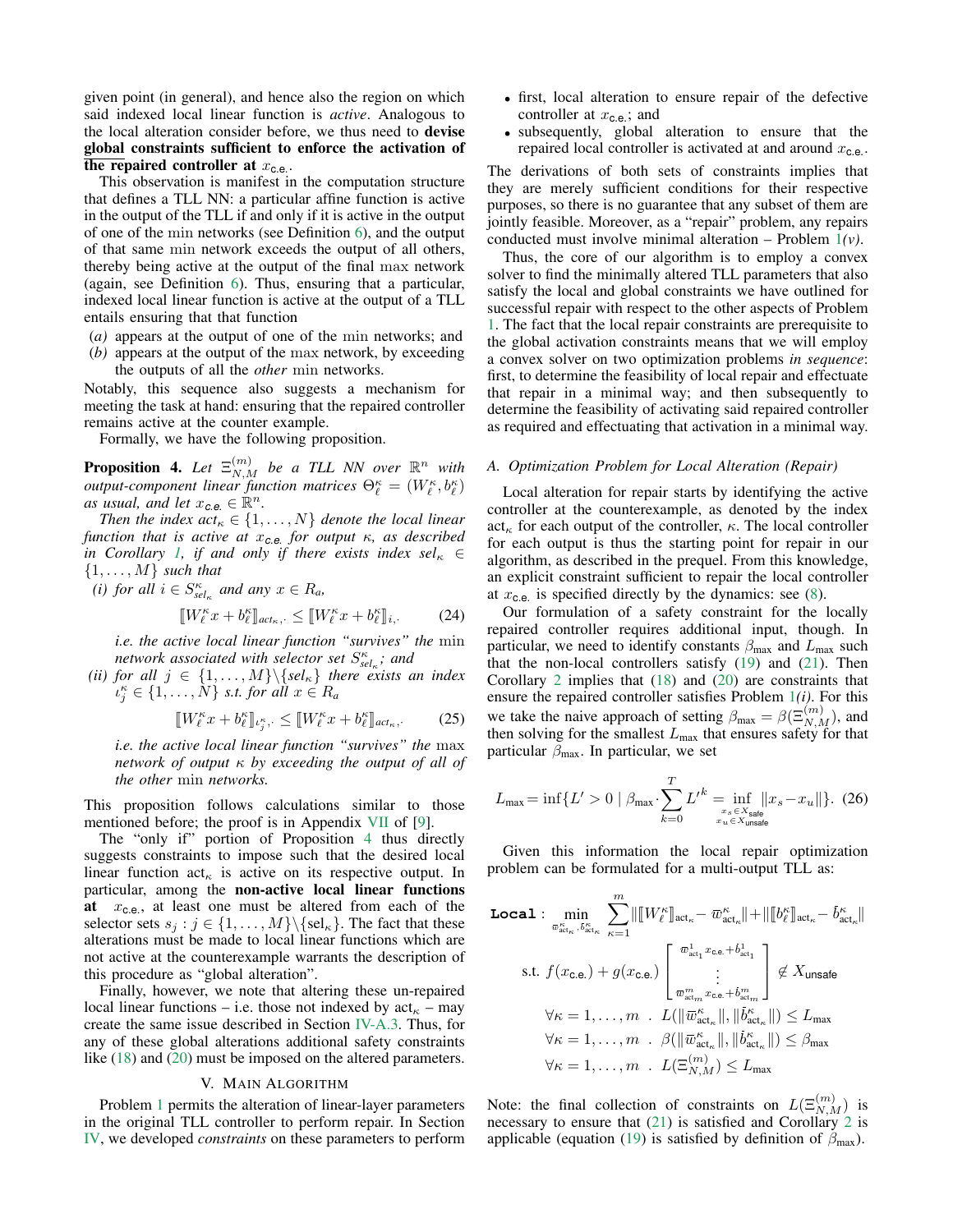given point (in general), and hence also the region on which said indexed local linear function is *active*. Analogous to the local alteration consider before, we thus need to **devise global constraints sufficient to enforce the activation of the repaired controller at** $x_{\text{c.e.}}$.

This observation is manifest in the computation structure that defines a TLL NN: a particular affine function is active in the output of the TLL if and only if it is active in the output of one of the min networks (see Definition 6), and the output of that same min network exceeds the output of all others, thereby being active at the output of the final max network (again, see Definition 6). Thus, ensuring that a particular, indexed local linear function is active at the output of a TLL entails ensuring that that function

(*a*) appears at the output of one of the min networks; and
(*b*) appears at the output of the max network, by exceeding the outputs of all the *other* min networks.

Notably, this sequence also suggests a mechanism for meeting the task at hand: ensuring that the repaired controller remains active at the counter example.

Formally, we have the following proposition.

**Proposition 4.** *Let $\Xi^{(m)}_{N,M}$ be a TLL NN over $\mathbb{R}^n$ with output-component linear function matrices $\Theta^\kappa_\ell = (W^\kappa_\ell, b^\kappa_\ell)$ as usual, and let $x_{\text{c.e.}} \in \mathbb{R}^n$.*

*Then the index $act_\kappa \in \{1, \ldots, N\}$ denote the local linear function that is active at $x_{\text{c.e.}}$ for output $\kappa$, as described in Corollary 1, if and only if there exists index $sel_\kappa \in \{1, \ldots, M\}$ such that*

*(i) for all $i \in S^\kappa_{sel_\kappa}$ and any $x \in R_a$,*

$$[\![W^\kappa_\ell x + b^\kappa_\ell]\!]_{act_\kappa,\cdot} \leq [\![W^\kappa_\ell x + b^\kappa_\ell]\!]_{i,\cdot} \tag{24}$$

*i.e. the active local linear function "survives" the min network associated with selector set $S^\kappa_{sel_\kappa}$; and*

*(ii) for all $j \in \{1, \ldots, M\} \backslash \{sel_\kappa\}$ there exists an index $\iota^\kappa_j \in \{1, \ldots, N\}$ s.t. for all $x \in R_a$*

$$[\![W^\kappa_\ell x + b^\kappa_\ell]\!]_{\iota^\kappa_j,\cdot} \leq [\![W^\kappa_\ell x + b^\kappa_\ell]\!]_{act_\kappa,\cdot}. \tag{25}$$

*i.e. the active local linear function "survives" the max network of output $\kappa$ by exceeding the output of all of the other min networks.*

This proposition follows calculations similar to those mentioned before; the proof is in Appendix VII of [9].

The "only if" portion of Proposition 4 thus directly suggests constraints to impose such that the desired local linear function $\text{act}_\kappa$ is active on its respective output. In particular, among the **non-active local linear functions at** $x_{\text{c.e.}}$, at least one must be altered from each of the selector sets $s_j : j \in \{1, \ldots, M\} \backslash \{\text{sel}_\kappa\}$. The fact that these alterations must be made to local linear functions which are not active at the counterexample warrants the description of this procedure as "global alteration".

Finally, however, we note that altering these un-repaired local linear functions – i.e. those not indexed by $\text{act}_\kappa$ – may create the same issue described in Section IV-A.3. Thus, for any of these global alterations additional safety constraints like (18) and (20) must be imposed on the altered parameters.

## V. Main Algorithm

Problem 1 permits the alteration of linear-layer parameters in the original TLL controller to perform repair. In Section IV, we developed *constraints* on these parameters to perform

- first, local alteration to ensure repair of the defective controller at $x_{\text{c.e.}}$; and
- subsequently, global alteration to ensure that the repaired local controller is activated at and around $x_{\text{c.e.}}$.

The derivations of both sets of constraints implies that they are merely sufficient conditions for their respective purposes, so there is no guarantee that any subset of them are jointly feasible. Moreover, as a "repair" problem, any repairs conducted must involve minimal alteration – Problem 1*(v)*.

Thus, the core of our algorithm is to employ a convex solver to find the minimally altered TLL parameters that also satisfy the local and global constraints we have outlined for successful repair with respect to the other aspects of Problem 1. The fact that the local repair constraints are prerequisite to the global activation constraints means that we will employ a convex solver on two optimization problems *in sequence*: first, to determine the feasibility of local repair and effectuate that repair in a minimal way; and then subsequently to determine the feasibility of activating said repaired controller as required and effectuating that activation in a minimal way.

### A. Optimization Problem for Local Alteration (Repair)

Local alteration for repair starts by identifying the active controller at the counterexample, as denoted by the index $\text{act}_\kappa$ for each output of the controller, $\kappa$. The local controller for each output is thus the starting point for repair in our algorithm, as described in the prequel. From this knowledge, an explicit constraint sufficient to repair the local controller at $x_{\text{c.e.}}$ is specified directly by the dynamics: see (8).

Our formulation of a safety constraint for the locally repaired controller requires additional input, though. In particular, we need to identify constants $\beta_{\max}$ and $L_{\max}$ such that the non-local controllers satisfy (19) and (21). Then Corollary 2 implies that (18) and (20) are constraints that ensure the repaired controller satisfies Problem 1*(i)*. For this we take the naive approach of setting $\beta_{\max} = \beta(\Xi^{(m)}_{N,M})$, and then solving for the smallest $L_{\max}$ that ensures safety for that particular $\beta_{\max}$. In particular, we set

$$L_{\max} = \inf\{L' > 0 \mid \beta_{\max} \cdot \sum_{k=0}^{T} {L'}^k = \inf_{\substack{x_s \in X_{\text{safe}} \\ x_u \in X_{\text{unsafe}}}} \|x_s - x_u\|\}. \tag{26}$$

Given this information the local repair optimization problem can be formulated for a multi-output TLL as:

$$\texttt{Local}: \min_{\varpi^\kappa_{\text{act}_\kappa}, \bar{b}^\kappa_{\text{act}_\kappa}} \sum_{\kappa=1}^{m} \|[\![W^\kappa_\ell]\!]_{\text{act}_\kappa} - \varpi^\kappa_{\text{act}_\kappa}\| + \|[\![b^\kappa_\ell]\!]_{\text{act}_\kappa} - \bar{b}^\kappa_{\text{act}_\kappa}\|$$

$$\text{s.t. } f(x_{\text{c.e.}}) + g(x_{\text{c.e.}}) \begin{bmatrix} \varpi^1_{\text{act}_1} x_{\text{c.e.}} + \bar{b}^1_{\text{act}_1} \\ \vdots \\ \varpi^m_{\text{act}_m} x_{\text{c.e.}} + \bar{b}^m_{\text{act}_m} \end{bmatrix} \notin X_{\text{unsafe}}$$

$$\forall \kappa = 1, \ldots, m \ . \ L(\|\varpi^\kappa_{\text{act}_\kappa}\|, \|\bar{b}^\kappa_{\text{act}_\kappa}\|) \leq L_{\max}$$

$$\forall \kappa = 1, \ldots, m \ . \ \beta(\|\varpi^\kappa_{\text{act}_\kappa}\|, \|\bar{b}^\kappa_{\text{act}_\kappa}\|) \leq \beta_{\max}$$

$$\forall \kappa = 1, \ldots, m \ . \ L(\Xi^{(m)}_{N,M}) \leq L_{\max}$$

Note: the final collection of constraints on $L(\Xi^{(m)}_{N,M})$ is necessary to ensure that (21) is satisfied and Corollary 2 is applicable (equation (19) is satisfied by definition of $\beta_{\max}$).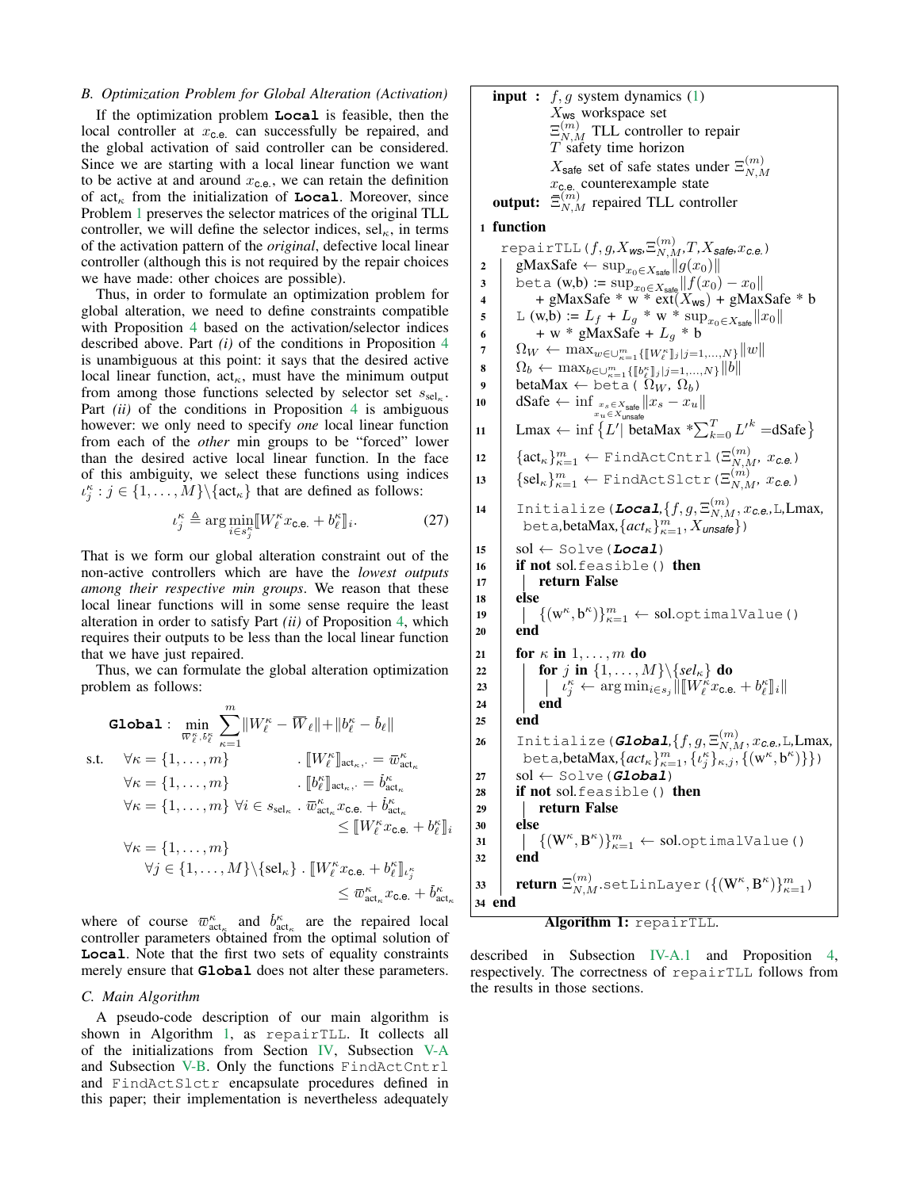### B. Optimization Problem for Global Alteration (Activation)

If the optimization problem **Local** is feasible, then the local controller at $x_{\text{c.e.}}$ can successfully be repaired, and the global activation of said controller can be considered. Since we are starting with a local linear function we want to be active at and around $x_{\text{c.e.}}$, we can retain the definition of $\text{act}_\kappa$ from the initialization of **Local**. Moreover, since Problem 1 preserves the selector matrices of the original TLL controller, we will define the selector indices, $\text{sel}_\kappa$, in terms of the activation pattern of the *original*, defective local linear controller (although this is not required by the repair choices we have made: other choices are possible).

Thus, in order to formulate an optimization problem for global alteration, we need to define constraints compatible with Proposition 4 based on the activation/selector indices described above. Part *(i)* of the conditions in Proposition 4 is unambiguous at this point: it says that the desired active local linear function, $\text{act}_\kappa$, must have the minimum output from among those functions selected by selector set $s_{\text{sel}_\kappa}$. Part *(ii)* of the conditions in Proposition 4 is ambiguous however: we only need to specify *one* local linear function from each of the *other* min groups to be "forced" lower than the desired active local linear function. In the face of this ambiguity, we select these functions using indices $\iota^\kappa_j : j \in \{1, \ldots, M\}\backslash\{\text{act}_\kappa\}$ that are defined as follows:

$$\iota^\kappa_j \triangleq \arg\min_{i \in s^\kappa_j} [\![W^\kappa_\ell x_{\text{c.e.}} + b^\kappa_\ell]\!]_i. \tag{27}$$

That is we form our global alteration constraint out of the non-active controllers which are have the *lowest outputs among their respective min groups*. We reason that these local linear functions will in some sense require the least alteration in order to satisfy Part *(ii)* of Proposition 4, which requires their outputs to be less than the local linear function that we have just repaired.

Thus, we can formulate the global alteration optimization problem as follows:

$$\textbf{Global}: \min_{\overline{W}^\kappa_\ell, \bar{b}^\kappa_\ell} \sum_{\kappa=1}^{m} \|W^\kappa_\ell - \overline{W}_\ell\| + \|b^\kappa_\ell - \bar{b}_\ell\|$$

$$\begin{aligned}
\text{s.t.} \quad & \forall \kappa = \{1, \ldots, m\} \quad . \; [\![W^\kappa_\ell]\!]_{\text{act}_\kappa, \cdot} = \overline{w}^\kappa_{\text{act}_\kappa} \\
& \forall \kappa = \{1, \ldots, m\} \quad . \; [\![b^\kappa_\ell]\!]_{\text{act}_\kappa, \cdot} = \bar{b}^\kappa_{\text{act}_\kappa} \\
& \forall \kappa = \{1, \ldots, m\} \; \forall i \in s_{\text{sel}_\kappa} \; . \; \overline{w}^\kappa_{\text{act}_\kappa} x_{\text{c.e.}} + \bar{b}^\kappa_{\text{act}_\kappa} \le [\![W^\kappa_\ell x_{\text{c.e.}} + b^\kappa_\ell]\!]_i \\
& \forall \kappa = \{1, \ldots, m\} \\
& \quad \forall j \in \{1, \ldots, M\}\backslash\{\text{sel}_\kappa\} \; . \; [\![W^\kappa_\ell x_{\text{c.e.}} + b^\kappa_\ell]\!]_{\iota^\kappa_j} \le \overline{w}^\kappa_{\text{act}_\kappa} x_{\text{c.e.}} + \bar{b}^\kappa_{\text{act}_\kappa}
\end{aligned}$$

where of course $\overline{w}^\kappa_{\text{act}_\kappa}$ and $\bar{b}^\kappa_{\text{act}_\kappa}$ are the repaired local controller parameters obtained from the optimal solution of **Local**. Note that the first two sets of equality constraints merely ensure that **Global** does not alter these parameters.

### C. Main Algorithm

A pseudo-code description of our main algorithm is shown in Algorithm 1, as `repairTLL`. It collects all of the initializations from Section IV, Subsection V-A and Subsection V-B. Only the functions `FindActCntrl` and `FindActSlctr` encapsulate procedures defined in this paper; their implementation is nevertheless adequately described in Subsection IV-A.1 and Proposition 4, respectively. The correctness of `repairTLL` follows from the results in those sections.

**input :** $f, g$ system dynamics (1)
$X_{\textsf{ws}}$ workspace set
$\Xi^{(m)}_{N,M}$ TLL controller to repair
$T$ safety time horizon
$X_{\textsf{safe}}$ set of safe states under $\Xi^{(m)}_{N,M}$
$x_{\textsf{c.e.}}$ counterexample state

**output:** $\Xi^{(m)}_{N,M}$ repaired TLL controller

1. **function** `repairTLL`$(f, g, X_{\textsf{ws}}, \Xi^{(m)}_{N,M}, T, X_{\textsf{safe}}, x_{\textsf{c.e.}})$
2. $\quad$ gMaxSafe $\leftarrow \sup_{x_0 \in X_{\textsf{safe}}} \|g(x_0)\|$
3. $\quad$ `beta` (w,b) := $\sup_{x_0 \in X_{\textsf{safe}}} \|f(x_0) - x_0\|$
4. $\quad\quad$ + gMaxSafe * w * ext($X_{\textsf{ws}}$) + gMaxSafe * b
5. $\quad$ `L` (w,b) := $L_f + L_g$ * w * $\sup_{x_0 \in X_{\textsf{safe}}} \|x_0\|$
6. $\quad\quad$ + w * gMaxSafe + $L_g$ * b
7. $\quad$ $\Omega_W \leftarrow \max_{w \in \cup^m_{\kappa=1}\{[\![W^\kappa_\ell]\!]_j | j=1,\ldots,N\}} \|w\|$
8. $\quad$ $\Omega_b \leftarrow \max_{b \in \cup^m_{\kappa=1}\{[\![b^\kappa_\ell]\!]_j | j=1,\ldots,N\}} \|b\|$
9. $\quad$ betaMax $\leftarrow$ `beta`( $\Omega_W$, $\Omega_b$)
10. $\quad$ dSafe $\leftarrow \inf_{x_s \in X_{\textsf{safe}}, x_u \in X_{\textsf{unsafe}}} \|x_s - x_u\|$
11. $\quad$ Lmax $\leftarrow \inf \left\{ L' \middle| \text{ betaMax } * \sum^T_{k=0} L'^k = \text{dSafe} \right\}$
12. $\quad$ $\{\text{act}_\kappa\}^m_{\kappa=1} \leftarrow$ `FindActCntrl`$(\Xi^{(m)}_{N,M}, x_{\textsf{c.e.}})$
13. $\quad$ $\{\text{sel}_\kappa\}^m_{\kappa=1} \leftarrow$ `FindActSlctr`$(\Xi^{(m)}_{N,M}, x_{\textsf{c.e.}})$
14. $\quad$ `Initialize`(***Local***$, \{f, g, \Xi^{(m)}_{N,M}, x_{\textsf{c.e.}}, $`L`$, $Lmax$, $ `beta`$, $betaMax$, \{act_\kappa\}^m_{\kappa=1}, X_{\textsf{unsafe}}\}$)
15. $\quad$ sol $\leftarrow$ `Solve`(***Local***)
16. $\quad$ **if not** sol.`feasible()` **then**
17. $\quad\quad$ **return False**
18. $\quad$ **else**
19. $\quad\quad$ $\{(\text{w}^\kappa, \text{b}^\kappa)\}^m_{\kappa=1} \leftarrow$ sol.`optimalValue()`
20. $\quad$ **end**
21. $\quad$ **for** $\kappa$ **in** $1, \ldots, m$ **do**
22. $\quad\quad$ **for** $j$ **in** $\{1, \ldots, M\}\backslash\{sel_\kappa\}$ **do**
23. $\quad\quad\quad$ $\iota^\kappa_j \leftarrow \arg\min_{i \in s_j} \|[\![W^\kappa_\ell x_{\textsf{c.e.}} + b^\kappa_\ell]\!]_i\|$
24. $\quad\quad$ **end**
25. $\quad$ **end**
26. $\quad$ `Initialize`(***Global***$, \{f, g, \Xi^{(m)}_{N,M}, x_{\textsf{c.e.}}, $`L`$, $Lmax$, $ `beta`$, $betaMax$, \{act_\kappa\}^m_{\kappa=1}, \{\iota^\kappa_j\}_{\kappa,j}, \{(\text{w}^\kappa, \text{b}^\kappa)\}\}$)
27. $\quad$ sol $\leftarrow$ `Solve`(***Global***)
28. $\quad$ **if not** sol.`feasible()` **then**
29. $\quad\quad$ **return False**
30. $\quad$ **else**
31. $\quad\quad$ $\{(\text{W}^\kappa, \text{B}^\kappa)\}^m_{\kappa=1} \leftarrow$ sol.`optimalValue()`
32. $\quad$ **end**
33. $\quad$ **return** $\Xi^{(m)}_{N,M}$.`setLinLayer`$(\{(\text{W}^\kappa, \text{B}^\kappa)\}^m_{\kappa=1})$
34. **end**

**Algorithm 1:** `repairTLL`.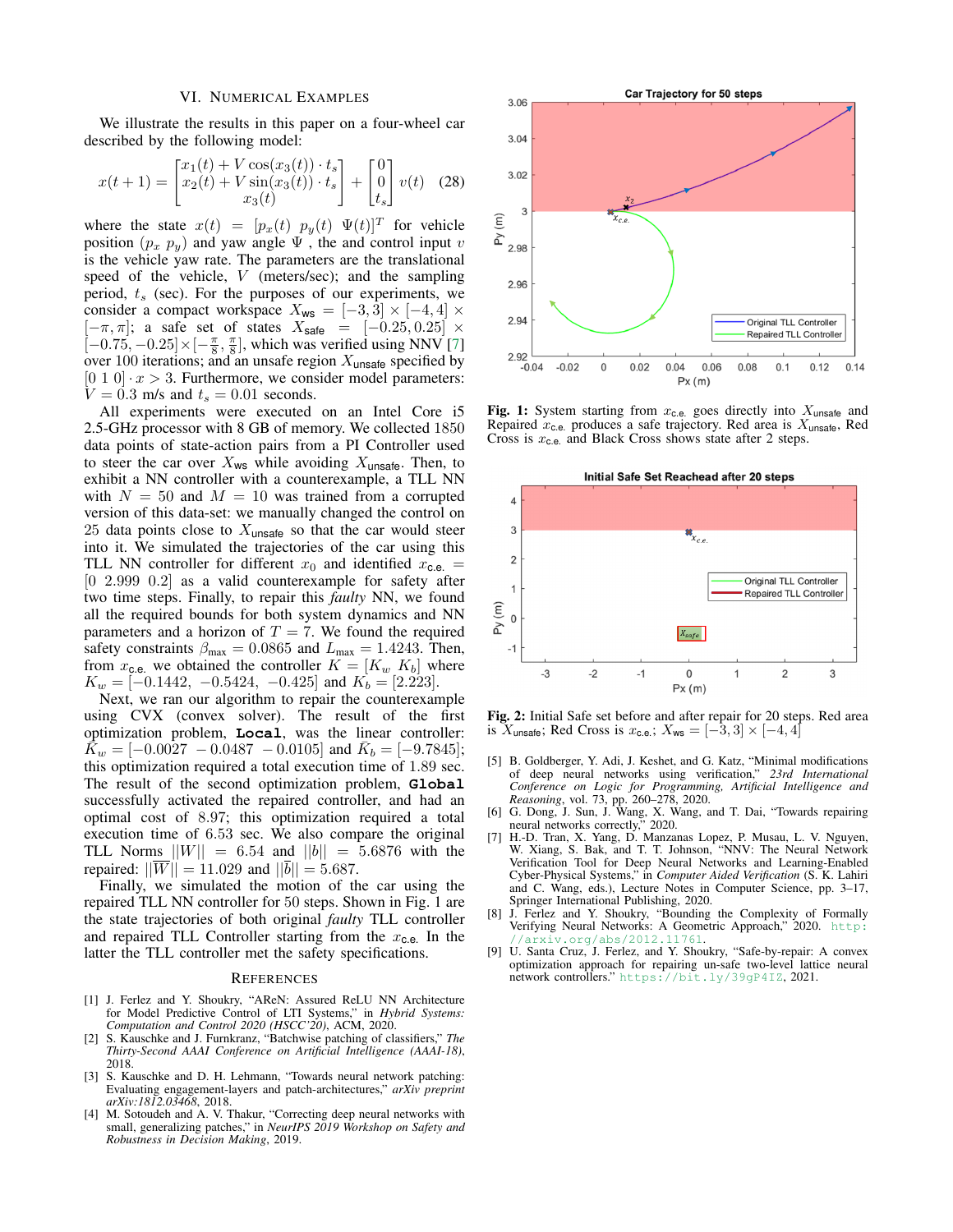## VI. Numerical Examples

We illustrate the results in this paper on a four-wheel car described by the following model:

$$x(t+1) = \begin{bmatrix} x_1(t) + V\cos(x_3(t)) \cdot t_s \\ x_2(t) + V\sin(x_3(t)) \cdot t_s \\ x_3(t) \end{bmatrix} + \begin{bmatrix} 0 \\ 0 \\ t_s \end{bmatrix} v(t) \quad (28)$$

where the state $x(t) = [p_x(t)\ p_y(t)\ \Psi(t)]^T$ for vehicle position ($p_x\ p_y$) and yaw angle $\Psi$ , the and control input $v$ is the vehicle yaw rate. The parameters are the translational speed of the vehicle, $V$ (meters/sec); and the sampling period, $t_s$ (sec). For the purposes of our experiments, we consider a compact workspace $X_{\mathsf{ws}} = [-3, 3] \times [-4, 4] \times [-\pi, \pi]$; a safe set of states $X_{\mathsf{safe}} = [-0.25, 0.25] \times [-0.75, -0.25] \times [-\frac{\pi}{8}, \frac{\pi}{8}]$, which was verified using NNV [7] over 100 iterations; and an unsafe region $X_{\mathsf{unsafe}}$ specified by $[0\ 1\ 0] \cdot x > 3$. Furthermore, we consider model parameters: $V = 0.3$ m/s and $t_s = 0.01$ seconds.

All experiments were executed on an Intel Core i5 2.5-GHz processor with 8 GB of memory. We collected 1850 data points of state-action pairs from a PI Controller used to steer the car over $X_{\mathsf{ws}}$ while avoiding $X_{\mathsf{unsafe}}$. Then, to exhibit a NN controller with a counterexample, a TLL NN with $N = 50$ and $M = 10$ was trained from a corrupted version of this data-set: we manually changed the control on 25 data points close to $X_{\mathsf{unsafe}}$ so that the car would steer into it. We simulated the trajectories of the car using this TLL NN controller for different $x_0$ and identified $x_{\mathsf{c.e.}} = [0\ 2.999\ 0.2]$ as a valid counterexample for safety after two time steps. Finally, to repair this *faulty* NN, we found all the required bounds for both system dynamics and NN parameters and a horizon of $T = 7$. We found the required safety constraints $\beta_{\max} = 0.0865$ and $L_{\max} = 1.4243$. Then, from $x_{\mathsf{c.e.}}$ we obtained the controller $K = [K_w\ K_b]$ where $K_w = [-0.1442,\ -0.5424,\ -0.425]$ and $K_b = [2.223]$.

Next, we ran our algorithm to repair the counterexample using CVX (convex solver). The result of the first optimization problem, **Local**, was the linear controller: $\bar{K}_w = [-0.0027\ \ -0.0487\ \ -0.0105]$ and $\bar{K}_b = [-9.7845]$; this optimization required a total execution time of 1.89 sec. The result of the second optimization problem, **Global** successfully activated the repaired controller, and had an optimal cost of 8.97; this optimization required a total execution time of 6.53 sec. We also compare the original TLL Norms $||W|| = 6.54$ and $||b|| = 5.6876$ with the repaired: $||\overline{W}|| = 11.029$ and $||\bar{b}|| = 5.687$.

Finally, we simulated the motion of the car using the repaired TLL NN controller for 50 steps. Shown in Fig. 1 are the state trajectories of both original *faulty* TLL controller and repaired TLL Controller starting from the $x_{\mathsf{c.e.}}$ In the latter the TLL controller met the safety specifications.

**Fig. 1:** System starting from $x_{\mathsf{c.e.}}$ goes directly into $X_{\mathsf{unsafe}}$ and Repaired $x_{\mathsf{c.e.}}$ produces a safe trajectory. Red area is $X_{\mathsf{unsafe}}$, Red Cross is $x_{\mathsf{c.e.}}$ and Black Cross shows state after 2 steps.

**Fig. 2:** Initial Safe set before and after repair for 20 steps. Red area is $X_{\mathsf{unsafe}}$; Red Cross is $x_{\mathsf{c.e.}}$; $X_{\mathsf{ws}} = [-3, 3] \times [-4, 4]$

## References

[1] J. Ferlez and Y. Shoukry, "AReN: Assured ReLU NN Architecture for Model Predictive Control of LTI Systems," in *Hybrid Systems: Computation and Control 2020 (HSCC'20)*, ACM, 2020.

[2] S. Kauschke and J. Furnkranz, "Batchwise patching of classifiers," *The Thirty-Second AAAI Conference on Artificial Intelligence (AAAI-18)*, 2018.

[3] S. Kauschke and D. H. Lehmann, "Towards neural network patching: Evaluating engagement-layers and patch-architectures," *arXiv preprint arXiv:1812.03468*, 2018.

[4] M. Sotoudeh and A. V. Thakur, "Correcting deep neural networks with small, generalizing patches," in *NeurIPS 2019 Workshop on Safety and Robustness in Decision Making*, 2019.

[5] B. Goldberger, Y. Adi, J. Keshet, and G. Katz, "Minimal modifications of deep neural networks using verification," *23rd International Conference on Logic for Programming, Artificial Intelligence and Reasoning*, vol. 73, pp. 260–278, 2020.

[6] G. Dong, J. Sun, J. Wang, X. Wang, and T. Dai, "Towards repairing neural networks correctly," 2020.

[7] H.-D. Tran, X. Yang, D. Manzanas Lopez, P. Musau, L. V. Nguyen, W. Xiang, S. Bak, and T. T. Johnson, "NNV: The Neural Network Verification Tool for Deep Neural Networks and Learning-Enabled Cyber-Physical Systems," in *Computer Aided Verification* (S. K. Lahiri and C. Wang, eds.), Lecture Notes in Computer Science, pp. 3–17, Springer International Publishing, 2020.

[8] J. Ferlez and Y. Shoukry, "Bounding the Complexity of Formally Verifying Neural Networks: A Geometric Approach," 2020. http://arxiv.org/abs/2012.11761.

[9] U. Santa Cruz, J. Ferlez, and Y. Shoukry, "Safe-by-repair: A convex optimization approach for repairing un-safe two-level lattice neural network controllers." https://bit.ly/39gP4IZ, 2021.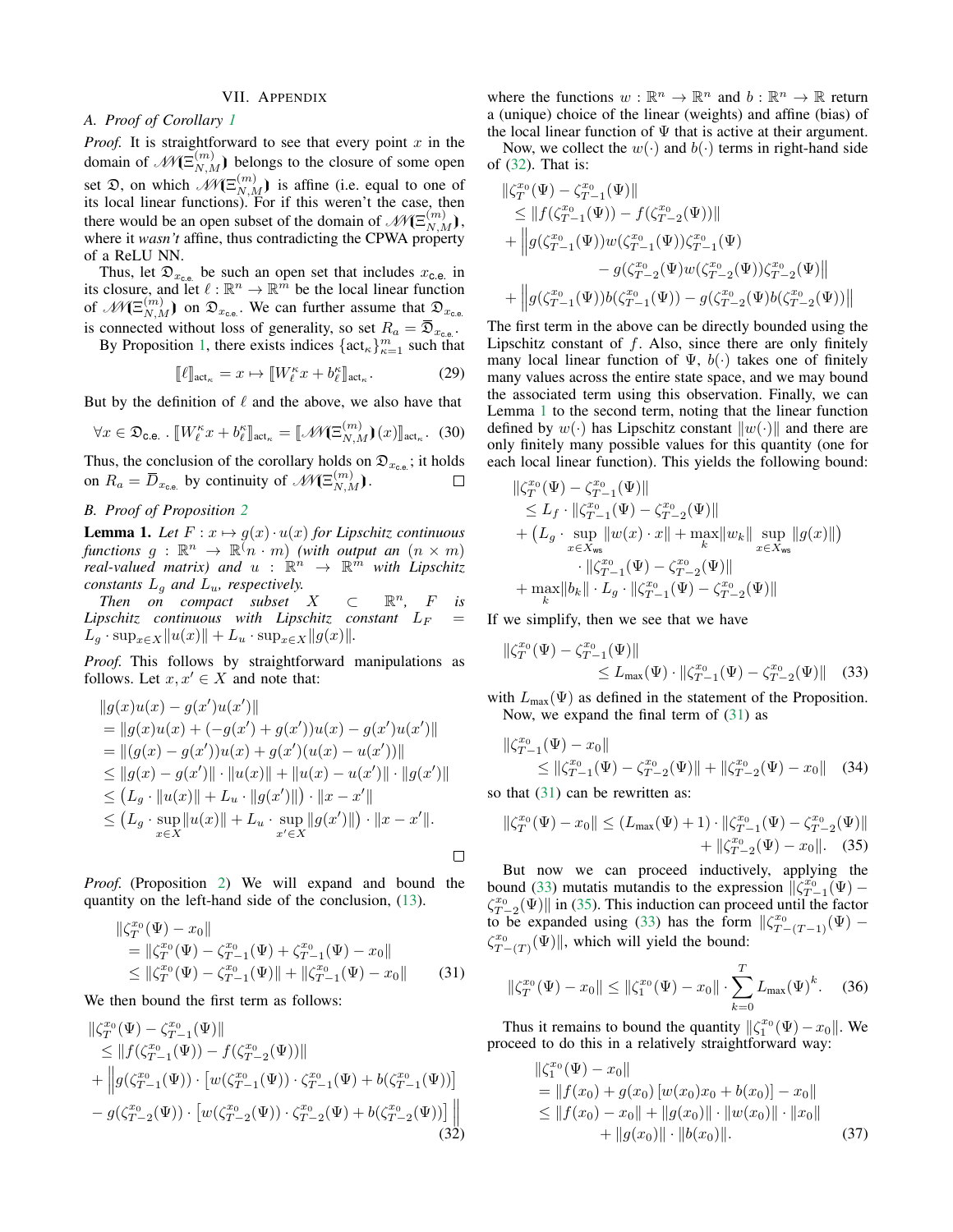## VII. Appendix

### A. Proof of Corollary 1

*Proof.* It is straightforward to see that every point $x$ in the domain of $\mathscr{N}\!\!\mathscr{N}(\Xi^{(m)}_{N,M})$ belongs to the closure of some open set $\mathfrak{D}$, on which $\mathscr{N}\!\!\mathscr{N}(\Xi^{(m)}_{N,M})$ is affine (i.e. equal to one of its local linear functions). For if this weren't the case, then there would be an open subset of the domain of $\mathscr{N}\!\!\mathscr{N}(\Xi^{(m)}_{N,M})$, where it *wasn't* affine, thus contradicting the CPWA property of a ReLU NN.

Thus, let $\mathfrak{D}_{x_{\mathsf{c.e.}}}$ be such an open set that includes $x_{\mathsf{c.e.}}$ in its closure, and let $\ell : \mathbb{R}^n \to \mathbb{R}^m$ be the local linear function of $\mathscr{N}\!\!\mathscr{N}(\Xi^{(m)}_{N,M})$ on $\mathfrak{D}_{x_{\mathsf{c.e.}}}$. We can further assume that $\mathfrak{D}_{x_{\mathsf{c.e.}}}$ is connected without loss of generality, so set $R_a = \overline{\mathfrak{D}}_{x_{\mathsf{c.e.}}}$.

By Proposition 1, there exists indices $\{\text{act}_\kappa\}_{\kappa=1}^m$ such that

$$[\![\ell]\!]_{\text{act}_\kappa} = x \mapsto [\![W^\kappa_\ell x + b^\kappa_\ell]\!]_{\text{act}_\kappa}. \tag{29}$$

But by the definition of $\ell$ and the above, we also have that

$$\forall x \in \mathfrak{D}_{\mathsf{c.e.}} \,.\, [\![W^\kappa_\ell x + b^\kappa_\ell]\!]_{\text{act}_\kappa} = [\![\mathscr{N}\!\!\mathscr{N}(\Xi^{(m)}_{N,M})(x)]\!]_{\text{act}_\kappa}. \tag{30}$$

Thus, the conclusion of the corollary holds on $\mathfrak{D}_{x_{\mathsf{c.e.}}}$; it holds on $R_a = \overline{D}_{x_{\mathsf{c.e.}}}$ by continuity of $\mathscr{N}\!\!\mathscr{N}(\Xi^{(m)}_{N,M})$. □

### B. Proof of Proposition 2

**Lemma 1.** *Let $F : x \mapsto g(x) \cdot u(x)$ for Lipschitz continuous functions $g : \mathbb{R}^n \to \mathbb{R}^{(n \cdot m)}$ (with output an $(n \times m)$ real-valued matrix) and $u : \mathbb{R}^n \to \mathbb{R}^m$ with Lipschitz constants $L_g$ and $L_u$, respectively.*

*Then on compact subset $X \subset \mathbb{R}^n$, $F$ is Lipschitz continuous with Lipschitz constant $L_F = L_g \cdot \sup_{x \in X}\|u(x)\| + L_u \cdot \sup_{x\in X}\|g(x)\|$.*

*Proof.* This follows by straightforward manipulations as follows. Let $x, x' \in X$ and note that:

$$\begin{aligned}
&\|g(x)u(x) - g(x')u(x')\| \\
&= \|g(x)u(x) + (-g(x') + g(x'))u(x) - g(x')u(x')\| \\
&= \|(g(x) - g(x'))u(x) + g(x')(u(x) - u(x'))\| \\
&\le \|g(x) - g(x')\| \cdot \|u(x)\| + \|u(x) - u(x')\| \cdot \|g(x')\| \\
&\le \big(L_g \cdot \|u(x)\| + L_u \cdot \|g(x')\|\big) \cdot \|x - x'\| \\
&\le \big(L_g \cdot \sup_{x\in X}\|u(x)\| + L_u \cdot \sup_{x'\in X}\|g(x')\|\big) \cdot \|x - x'\|.
\end{aligned}$$

□

*Proof.* (Proposition 2) We will expand and bound the quantity on the left-hand side of the conclusion, (13).

$$\begin{aligned}
&\|\zeta^{x_0}_T(\Psi) - x_0\| \\
&= \|\zeta^{x_0}_T(\Psi) - \zeta^{x_0}_{T-1}(\Psi) + \zeta^{x_0}_{T-1}(\Psi) - x_0\| \\
&\le \|\zeta^{x_0}_T(\Psi) - \zeta^{x_0}_{T-1}(\Psi)\| + \|\zeta^{x_0}_{T-1}(\Psi) - x_0\|
\end{aligned} \tag{31}$$

We then bound the first term as follows:

$$\begin{aligned}
&\|\zeta^{x_0}_T(\Psi) - \zeta^{x_0}_{T-1}(\Psi)\| \\
&\le \|f(\zeta^{x_0}_{T-1}(\Psi)) - f(\zeta^{x_0}_{T-2}(\Psi))\| \\
&+ \Big\|g(\zeta^{x_0}_{T-1}(\Psi)) \cdot \big[w(\zeta^{x_0}_{T-1}(\Psi)) \cdot \zeta^{x_0}_{T-1}(\Psi) + b(\zeta^{x_0}_{T-1}(\Psi))\big] \\
&- g(\zeta^{x_0}_{T-2}(\Psi)) \cdot \big[w(\zeta^{x_0}_{T-2}(\Psi)) \cdot \zeta^{x_0}_{T-2}(\Psi) + b(\zeta^{x_0}_{T-2}(\Psi))\big]\Big\|
\end{aligned} \tag{32}$$

where the functions $w : \mathbb{R}^n \to \mathbb{R}^n$ and $b : \mathbb{R}^n \to \mathbb{R}$ return a (unique) choice of the linear (weights) and affine (bias) of the local linear function of $\Psi$ that is active at their argument.

Now, we collect the $w(\cdot)$ and $b(\cdot)$ terms in right-hand side of (32). That is:

$$\begin{aligned}
&\|\zeta^{x_0}_T(\Psi) - \zeta^{x_0}_{T-1}(\Psi)\| \\
&\le \|f(\zeta^{x_0}_{T-1}(\Psi)) - f(\zeta^{x_0}_{T-2}(\Psi))\| \\
&+ \Big\|g(\zeta^{x_0}_{T-1}(\Psi))w(\zeta^{x_0}_{T-1}(\Psi))\zeta^{x_0}_{T-1}(\Psi) \\
&\qquad - g(\zeta^{x_0}_{T-2}(\Psi)w(\zeta^{x_0}_{T-2}(\Psi))\zeta^{x_0}_{T-2}(\Psi)\Big\| \\
&+ \Big\|g(\zeta^{x_0}_{T-1}(\Psi))b(\zeta^{x_0}_{T-1}(\Psi)) - g(\zeta^{x_0}_{T-2}(\Psi)b(\zeta^{x_0}_{T-2}(\Psi))\Big\|
\end{aligned}$$

The first term in the above can be directly bounded using the Lipschitz constant of $f$. Also, since there are only finitely many local linear function of $\Psi$, $b(\cdot)$ takes one of finitely many values across the entire state space, and we may bound the associated term using this observation. Finally, we can apply Lemma 1 to the second term, noting that the linear function defined by $w(\cdot)$ has Lipschitz constant $\|w(\cdot)\|$ and there are only finitely many possible values for this quantity (one for each local linear function). This yields the following bound:

$$\begin{aligned}
&\|\zeta^{x_0}_T(\Psi) - \zeta^{x_0}_{T-1}(\Psi)\| \\
&\le L_f \cdot \|\zeta^{x_0}_{T-1}(\Psi) - \zeta^{x_0}_{T-2}(\Psi)\| \\
&+ \big(L_g \cdot \sup_{x\in X_{\mathsf{ws}}}\|w(x)\cdot x\| + \max_k\|w_k\| \sup_{x\in X_{\mathsf{ws}}}\|g(x)\|\big) \\
&\qquad \cdot \|\zeta^{x_0}_{T-1}(\Psi) - \zeta^{x_0}_{T-2}(\Psi)\| \\
&+ \max_k\|b_k\| \cdot L_g \cdot \|\zeta^{x_0}_{T-1}(\Psi) - \zeta^{x_0}_{T-2}(\Psi)\|
\end{aligned}$$

If we simplify, then we see that we have

$$\begin{aligned}
&\|\zeta^{x_0}_T(\Psi) - \zeta^{x_0}_{T-1}(\Psi)\| \\
&\qquad \le L_{\max}(\Psi) \cdot \|\zeta^{x_0}_{T-1}(\Psi) - \zeta^{x_0}_{T-2}(\Psi)\|
\end{aligned} \tag{33}$$

with $L_{\max}(\Psi)$ as defined in the statement of the Proposition.

Now, we expand the final term of (31) as

$$\begin{aligned}
&\|\zeta^{x_0}_{T-1}(\Psi) - x_0\| \\
&\qquad \le \|\zeta^{x_0}_{T-1}(\Psi) - \zeta^{x_0}_{T-2}(\Psi)\| + \|\zeta^{x_0}_{T-2}(\Psi) - x_0\|
\end{aligned} \tag{34}$$

so that (31) can be rewritten as:

$$\begin{aligned}
\|\zeta^{x_0}_T(\Psi) - x_0\| \le (L_{\max}(\Psi) + 1) \cdot \|\zeta^{x_0}_{T-1}(\Psi) - \zeta^{x_0}_{T-2}(\Psi)\| \\
+ \|\zeta^{x_0}_{T-2}(\Psi) - x_0\|.
\end{aligned} \tag{35}$$

But now we can proceed inductively, applying the bound (33) mutatis mutandis to the expression $\|\zeta^{x_0}_{T-1}(\Psi) - \zeta^{x_0}_{T-2}(\Psi)\|$ in (35). This induction can proceed until the factor to be expanded using (33) has the form $\|\zeta^{x_0}_{T-(T-1)}(\Psi) - \zeta^{x_0}_{T-(T)}(\Psi)\|$, which will yield the bound:

$$\|\zeta^{x_0}_T(\Psi) - x_0\| \le \|\zeta^{x_0}_1(\Psi) - x_0\| \cdot \sum_{k=0}^{T} L_{\max}(\Psi)^k. \tag{36}$$

Thus it remains to bound the quantity $\|\zeta^{x_0}_1(\Psi) - x_0\|$. We proceed to do this in a relatively straightforward way:

$$\begin{aligned}
&\|\zeta^{x_0}_1(\Psi) - x_0\| \\
&= \|f(x_0) + g(x_0)\,[w(x_0)x_0 + b(x_0)] - x_0\| \\
&\le \|f(x_0) - x_0\| + \|g(x_0)\| \cdot \|w(x_0)\| \cdot \|x_0\| \\
&\qquad + \|g(x_0)\| \cdot \|b(x_0)\|.
\end{aligned} \tag{37}$$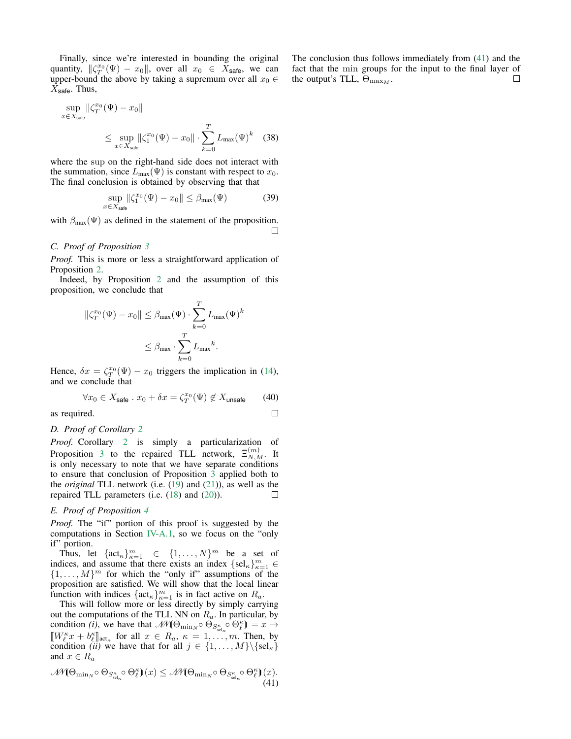Finally, since we're interested in bounding the original quantity, $\|\zeta_T^{x_0}(\Psi) - x_0\|$, over all $x_0 \in X_{\mathsf{safe}}$, we can upper-bound the above by taking a supremum over all $x_0 \in X_{\mathsf{safe}}$. Thus,

$$\sup_{x \in X_{\mathsf{safe}}} \|\zeta_T^{x_0}(\Psi) - x_0\| \leq \sup_{x \in X_{\mathsf{safe}}} \|\zeta_1^{x_0}(\Psi) - x_0\| \cdot \sum_{k=0}^{T} L_{\max}(\Psi)^k \quad (38)$$

where the sup on the right-hand side does not interact with the summation, since $L_{\max}(\Psi)$ is constant with respect to $x_0$. The final conclusion is obtained by observing that that

$$\sup_{x \in X_{\mathsf{safe}}} \|\zeta_1^{x_0}(\Psi) - x_0\| \leq \beta_{\max}(\Psi) \quad (39)$$

with $\beta_{\max}(\Psi)$ as defined in the statement of the proposition. □

### C. Proof of Proposition 3

*Proof.* This is more or less a straightforward application of Proposition 2.

Indeed, by Proposition 2 and the assumption of this proposition, we conclude that

$$\begin{aligned}\|\zeta_T^{x_0}(\Psi) - x_0\| &\leq \beta_{\max}(\Psi) \cdot \sum_{k=0}^{T} L_{\max}(\Psi)^k \\ &\leq \beta_{\max} \cdot \sum_{k=0}^{T} {L_{\max}}^k.\end{aligned}$$

Hence, $\delta x = \zeta_T^{x_0}(\Psi) - x_0$ triggers the implication in (14), and we conclude that

$$\forall x_0 \in X_{\mathsf{safe}} \; . \; x_0 + \delta x = \zeta_T^{x_0}(\Psi) \notin X_{\mathsf{unsafe}} \quad (40)$$

as required. □

### D. Proof of Corollary 2

*Proof.* Corollary 2 is simply a particularization of Proposition 3 to the repaired TLL network, $\Xi_{N,M}^{(m)}$. It is only necessary to note that we have separate conditions to ensure that conclusion of Proposition 3 applied both to the *original* TLL network (i.e. (19) and (21)), as well as the repaired TLL parameters (i.e. (18) and (20)). □

### E. Proof of Proposition 4

*Proof.* The "if" portion of this proof is suggested by the computations in Section IV-A.1, so we focus on the "only if" portion.

Thus, let $\{\text{act}_\kappa\}_{\kappa=1}^m \in \{1, \dots, N\}^m$ be a set of indices, and assume that there exists an index $\{\text{sel}_\kappa\}_{\kappa=1}^m \in \{1, \dots, M\}^m$ for which the "only if" assumptions of the proposition are satisfied. We will show that the local linear function with indices $\{\text{act}_\kappa\}_{\kappa=1}^m$ is in fact active on $R_a$.

This will follow more or less directly by simply carrying out the computations of the TLL NN on $R_a$. In particular, by condition *(i)*, we have that $\mathscr{N}\!\!\!\!\mathscr{N}(\Theta_{\min_N} \circ \Theta_{S^\kappa_{\text{sel}_\kappa}} \circ \Theta^\kappa_\ell) = x \mapsto [\![W_\ell^\kappa x + b_\ell^\kappa]\!]_{\text{act}_\kappa}$ for all $x \in R_a$, $\kappa = 1, \dots, m$. Then, by condition *(ii)* we have that for all $j \in \{1, \dots, M\} \backslash \{\text{sel}_\kappa\}$ and $x \in R_a$

$$\mathscr{N}\!\!\!\!\mathscr{N}(\Theta_{\min_N} \circ \Theta_{S^\kappa_{\text{sel}_\kappa}} \circ \Theta^\kappa_\ell)(x) \leq \mathscr{N}\!\!\!\!\mathscr{N}(\Theta_{\min_N} \circ \Theta_{S^\kappa_{\text{sel}_\kappa}} \circ \Theta^\kappa_\ell)(x). \quad (41)$$

The conclusion thus follows immediately from (41) and the fact that the min groups for the input to the final layer of the output's TLL, $\Theta_{\max_M}$. □